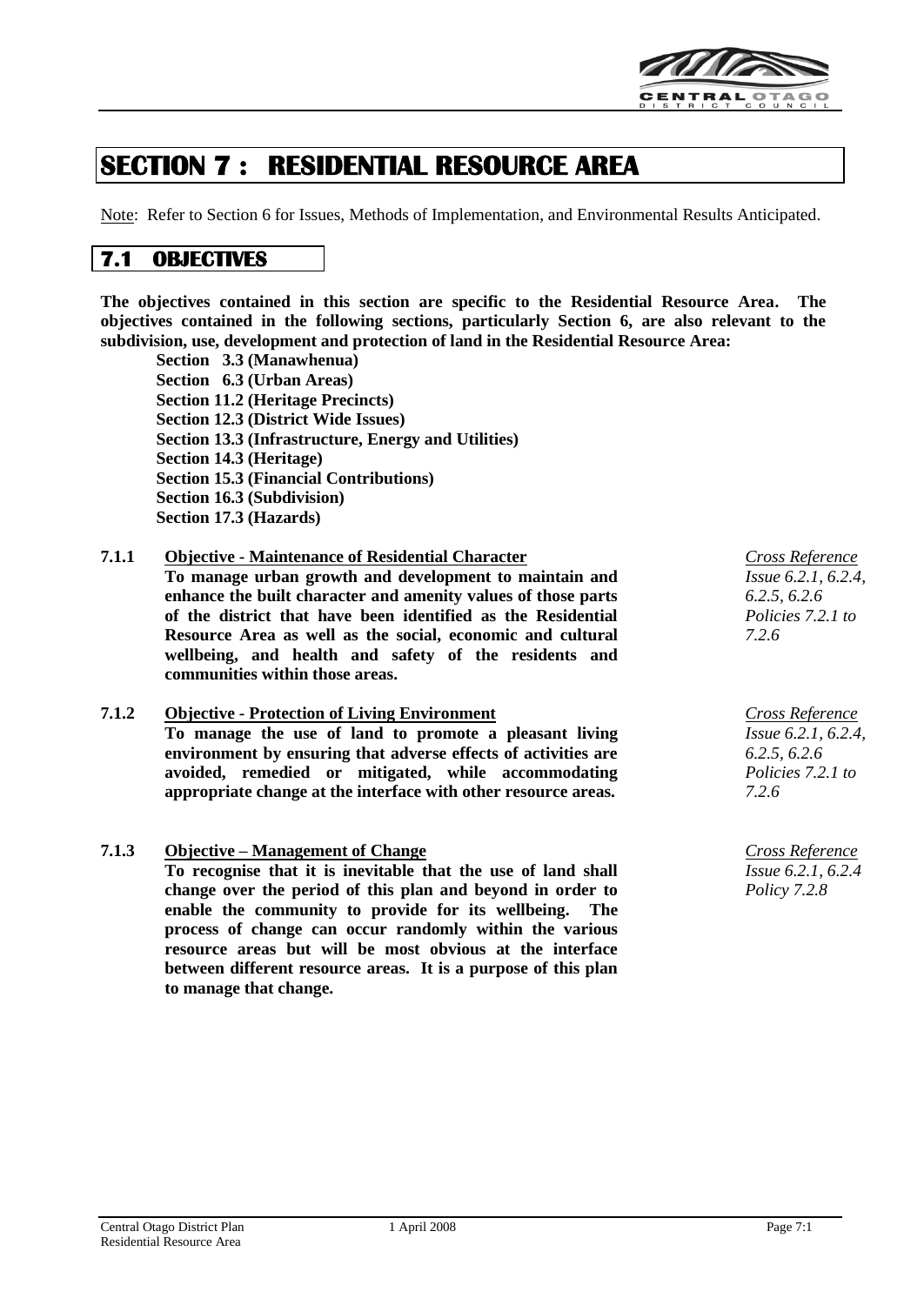# SECTION 7 : RESIDENTIAL RESOURCE AREA

Note: Refer to Section 6 for Issues, Methods of Implementation, and Environmental Results Anticipated.

## 7.1 OBJECTIVES

**The objectives contained in this section are specific to the Residential Resource Area. The objectives contained in the following sections, particularly Section 6, are also relevant to the subdivision, use, development and protection of land in the Residential Resource Area:**

- **Section 3.3 (Manawhenua)**
- **Section 6.3 (Urban Areas)**
- **Section 11.2 (Heritage Precincts)**
- **Section 12.3 (District Wide Issues)**
- **Section 13.3 (Infrastructure, Energy and Utilities)**
- **Section 14.3 (Heritage)**
- **Section 15.3 (Financial Contributions)**
- **Section 16.3 (Subdivision)**
- **Section 17.3 (Hazards)**

### 7.1.1 Objective - Maintenance of Residential Character

**To manage urban growth and development to maintain and enhance the built character and amenity values of those parts of the district that have been identified as the Residential Resource Area as well as the social, economic and cultural wellbeing, and health and safety of the residents and communities within those areas.**

*Cross Reference*
*Issue 6.2.1, 6.2.4, 6.2.5, 6.2.6*
*Policies 7.2.1 to 7.2.6*

### 7.1.2 Objective - Protection of Living Environment

**To manage the use of land to promote a pleasant living environment by ensuring that adverse effects of activities are avoided, remedied or mitigated, while accommodating appropriate change at the interface with other resource areas.**

*Cross Reference*
*Issue 6.2.1, 6.2.4, 6.2.5, 6.2.6*
*Policies 7.2.1 to 7.2.6*

### 7.1.3 Objective – Management of Change

**To recognise that it is inevitable that the use of land shall change over the period of this plan and beyond in order to enable the community to provide for its wellbeing. The process of change can occur randomly within the various resource areas but will be most obvious at the interface between different resource areas. It is a purpose of this plan to manage that change.**

*Cross Reference*
*Issue 6.2.1, 6.2.4*
*Policy 7.2.8*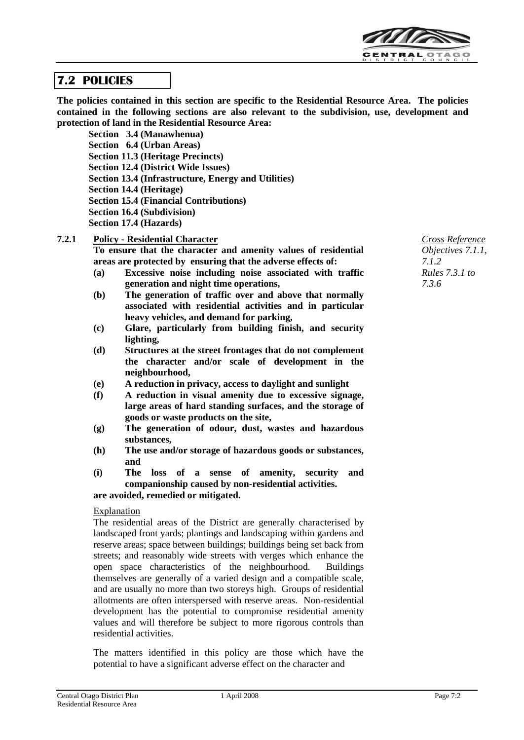## 7.2 POLICIES

**The policies contained in this section are specific to the Residential Resource Area. The policies contained in the following sections are also relevant to the subdivision, use, development and protection of land in the Residential Resource Area:**

**Section 3.4 (Manawhenua)**
**Section 6.4 (Urban Areas)**
**Section 11.3 (Heritage Precincts)**
**Section 12.4 (District Wide Issues)**
**Section 13.4 (Infrastructure, Energy and Utilities)**
**Section 14.4 (Heritage)**
**Section 15.4 (Financial Contributions)**
**Section 16.4 (Subdivision)**
**Section 17.4 (Hazards)**

### 7.2.1 Policy - Residential Character

*Cross Reference*
*Objectives 7.1.1, 7.1.2*
*Rules 7.3.1 to 7.3.6*

**To ensure that the character and amenity values of residential areas are protected by ensuring that the adverse effects of:**

**(a) Excessive noise including noise associated with traffic generation and night time operations,**

**(b) The generation of traffic over and above that normally associated with residential activities and in particular heavy vehicles, and demand for parking,**

**(c) Glare, particularly from building finish, and security lighting,**

**(d) Structures at the street frontages that do not complement the character and/or scale of development in the neighbourhood,**

**(e) A reduction in privacy, access to daylight and sunlight**

**(f) A reduction in visual amenity due to excessive signage, large areas of hard standing surfaces, and the storage of goods or waste products on the site,**

**(g) The generation of odour, dust, wastes and hazardous substances,**

**(h) The use and/or storage of hazardous goods or substances, and**

**(i) The loss of a sense of amenity, security and companionship caused by non-residential activities.**

**are avoided, remedied or mitigated.**

Explanation

The residential areas of the District are generally characterised by landscaped front yards; plantings and landscaping within gardens and reserve areas; space between buildings; buildings being set back from streets; and reasonably wide streets with verges which enhance the open space characteristics of the neighbourhood. Buildings themselves are generally of a varied design and a compatible scale, and are usually no more than two storeys high. Groups of residential allotments are often interspersed with reserve areas. Non-residential development has the potential to compromise residential amenity values and will therefore be subject to more rigorous controls than residential activities.

The matters identified in this policy are those which have the potential to have a significant adverse effect on the character and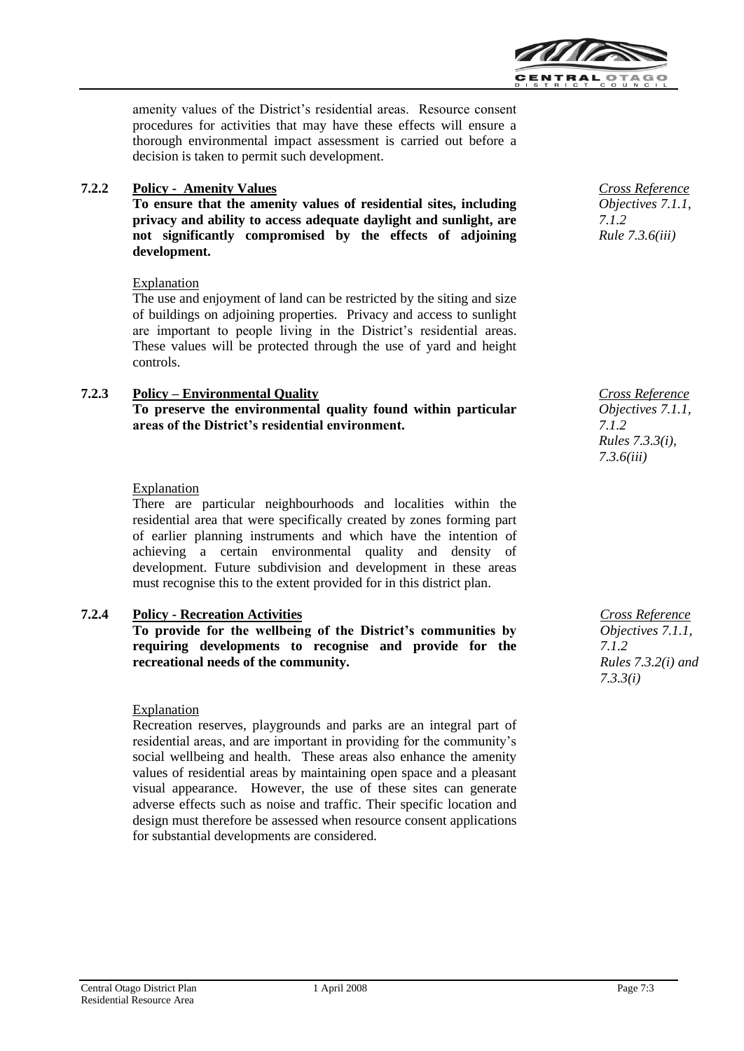amenity values of the District's residential areas. Resource consent procedures for activities that may have these effects will ensure a thorough environmental impact assessment is carried out before a decision is taken to permit such development.

### 7.2.2 Policy - Amenity Values

*Cross Reference*
*Objectives 7.1.1, 7.1.2*
*Rule 7.3.6(iii)*

**To ensure that the amenity values of residential sites, including privacy and ability to access adequate daylight and sunlight, are not significantly compromised by the effects of adjoining development.**

Explanation

The use and enjoyment of land can be restricted by the siting and size of buildings on adjoining properties. Privacy and access to sunlight are important to people living in the District's residential areas. These values will be protected through the use of yard and height controls.

### 7.2.3 Policy – Environmental Quality

*Cross Reference*
*Objectives 7.1.1, 7.1.2*
*Rules 7.3.3(i), 7.3.6(iii)*

**To preserve the environmental quality found within particular areas of the District's residential environment.**

Explanation

There are particular neighbourhoods and localities within the residential area that were specifically created by zones forming part of earlier planning instruments and which have the intention of achieving a certain environmental quality and density of development. Future subdivision and development in these areas must recognise this to the extent provided for in this district plan.

### 7.2.4 Policy - Recreation Activities

*Cross Reference*
*Objectives 7.1.1, 7.1.2*
*Rules 7.3.2(i) and 7.3.3(i)*

**To provide for the wellbeing of the District's communities by requiring developments to recognise and provide for the recreational needs of the community.**

Explanation

Recreation reserves, playgrounds and parks are an integral part of residential areas, and are important in providing for the community's social wellbeing and health. These areas also enhance the amenity values of residential areas by maintaining open space and a pleasant visual appearance. However, the use of these sites can generate adverse effects such as noise and traffic. Their specific location and design must therefore be assessed when resource consent applications for substantial developments are considered.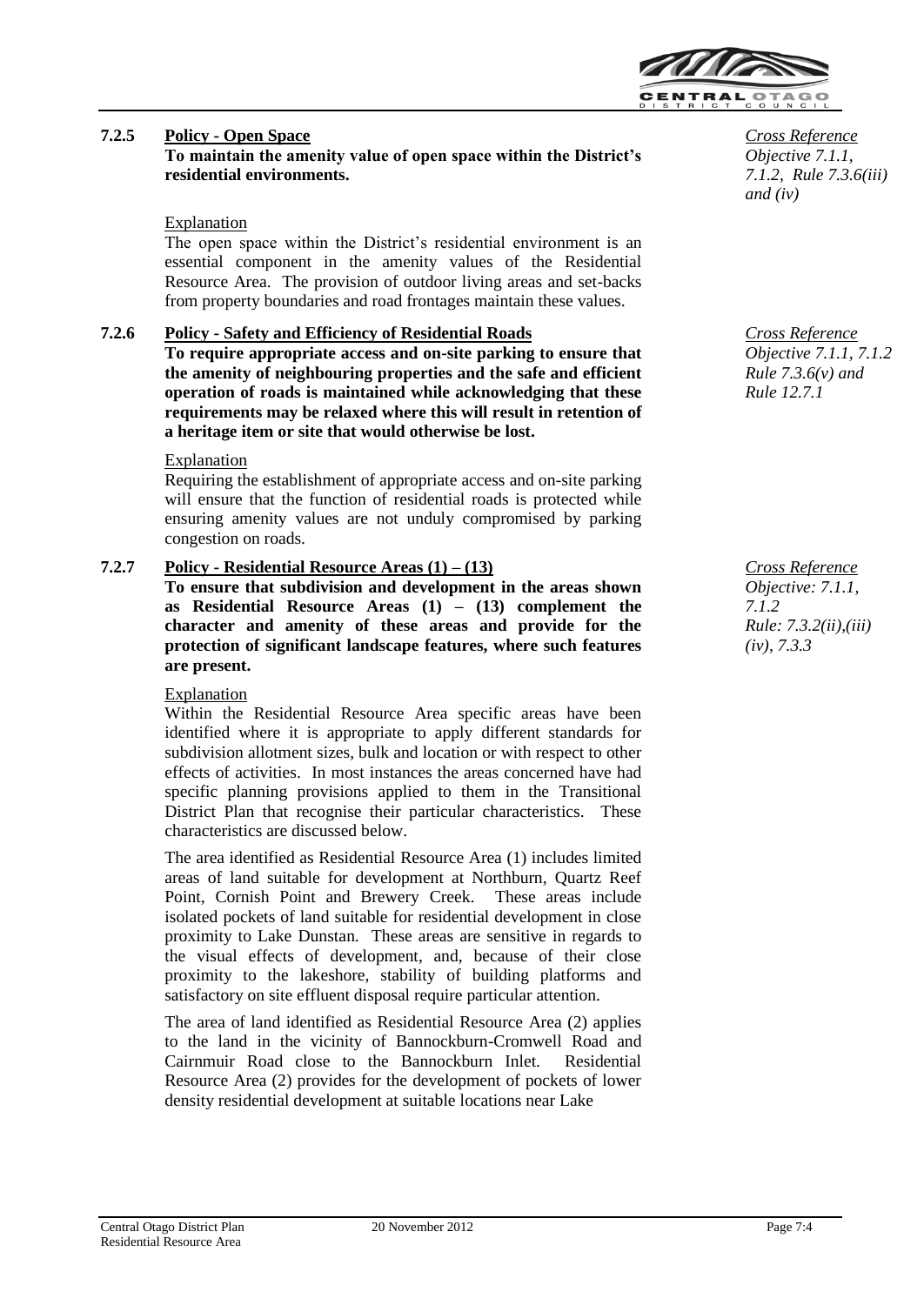**7.2.5 Policy - Open Space**

**To maintain the amenity value of open space within the District's residential environments.**

*Cross Reference*
*Objective 7.1.1, 7.1.2, Rule 7.3.6(iii) and (iv)*

Explanation

The open space within the District's residential environment is an essential component in the amenity values of the Residential Resource Area. The provision of outdoor living areas and set-backs from property boundaries and road frontages maintain these values.

**7.2.6 Policy - Safety and Efficiency of Residential Roads**

**To require appropriate access and on-site parking to ensure that the amenity of neighbouring properties and the safe and efficient operation of roads is maintained while acknowledging that these requirements may be relaxed where this will result in retention of a heritage item or site that would otherwise be lost.**

*Cross Reference*
*Objective 7.1.1, 7.1.2 Rule 7.3.6(v) and Rule 12.7.1*

Explanation

Requiring the establishment of appropriate access and on-site parking will ensure that the function of residential roads is protected while ensuring amenity values are not unduly compromised by parking congestion on roads.

**7.2.7 Policy - Residential Resource Areas (1) – (13)**

**To ensure that subdivision and development in the areas shown as Residential Resource Areas (1) – (13) complement the character and amenity of these areas and provide for the protection of significant landscape features, where such features are present.**

*Cross Reference*
*Objective: 7.1.1, 7.1.2*
*Rule: 7.3.2(ii),(iii) (iv), 7.3.3*

Explanation

Within the Residential Resource Area specific areas have been identified where it is appropriate to apply different standards for subdivision allotment sizes, bulk and location or with respect to other effects of activities. In most instances the areas concerned have had specific planning provisions applied to them in the Transitional District Plan that recognise their particular characteristics. These characteristics are discussed below.

The area identified as Residential Resource Area (1) includes limited areas of land suitable for development at Northburn, Quartz Reef Point, Cornish Point and Brewery Creek. These areas include isolated pockets of land suitable for residential development in close proximity to Lake Dunstan. These areas are sensitive in regards to the visual effects of development, and, because of their close proximity to the lakeshore, stability of building platforms and satisfactory on site effluent disposal require particular attention.

The area of land identified as Residential Resource Area (2) applies to the land in the vicinity of Bannockburn-Cromwell Road and Cairnmuir Road close to the Bannockburn Inlet. Residential Resource Area (2) provides for the development of pockets of lower density residential development at suitable locations near Lake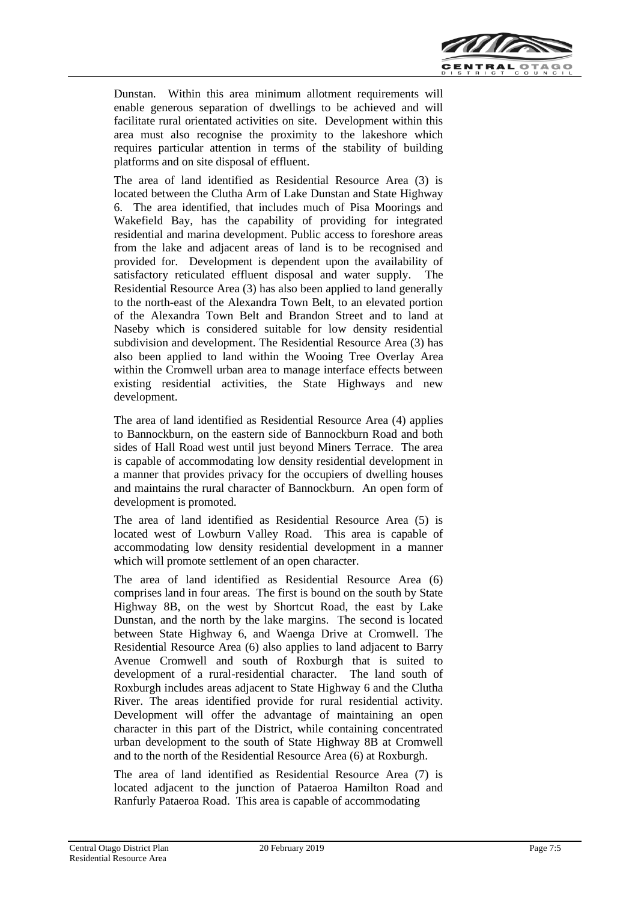Dunstan. Within this area minimum allotment requirements will enable generous separation of dwellings to be achieved and will facilitate rural orientated activities on site. Development within this area must also recognise the proximity to the lakeshore which requires particular attention in terms of the stability of building platforms and on site disposal of effluent.

The area of land identified as Residential Resource Area (3) is located between the Clutha Arm of Lake Dunstan and State Highway 6. The area identified, that includes much of Pisa Moorings and Wakefield Bay, has the capability of providing for integrated residential and marina development. Public access to foreshore areas from the lake and adjacent areas of land is to be recognised and provided for. Development is dependent upon the availability of satisfactory reticulated effluent disposal and water supply. The Residential Resource Area (3) has also been applied to land generally to the north-east of the Alexandra Town Belt, to an elevated portion of the Alexandra Town Belt and Brandon Street and to land at Naseby which is considered suitable for low density residential subdivision and development. The Residential Resource Area (3) has also been applied to land within the Wooing Tree Overlay Area within the Cromwell urban area to manage interface effects between existing residential activities, the State Highways and new development.

The area of land identified as Residential Resource Area (4) applies to Bannockburn, on the eastern side of Bannockburn Road and both sides of Hall Road west until just beyond Miners Terrace. The area is capable of accommodating low density residential development in a manner that provides privacy for the occupiers of dwelling houses and maintains the rural character of Bannockburn. An open form of development is promoted.

The area of land identified as Residential Resource Area (5) is located west of Lowburn Valley Road. This area is capable of accommodating low density residential development in a manner which will promote settlement of an open character.

The area of land identified as Residential Resource Area (6) comprises land in four areas. The first is bound on the south by State Highway 8B, on the west by Shortcut Road, the east by Lake Dunstan, and the north by the lake margins. The second is located between State Highway 6, and Waenga Drive at Cromwell. The Residential Resource Area (6) also applies to land adjacent to Barry Avenue Cromwell and south of Roxburgh that is suited to development of a rural-residential character. The land south of Roxburgh includes areas adjacent to State Highway 6 and the Clutha River. The areas identified provide for rural residential activity. Development will offer the advantage of maintaining an open character in this part of the District, while containing concentrated urban development to the south of State Highway 8B at Cromwell and to the north of the Residential Resource Area (6) at Roxburgh.

The area of land identified as Residential Resource Area (7) is located adjacent to the junction of Pataeroa Hamilton Road and Ranfurly Pataeroa Road. This area is capable of accommodating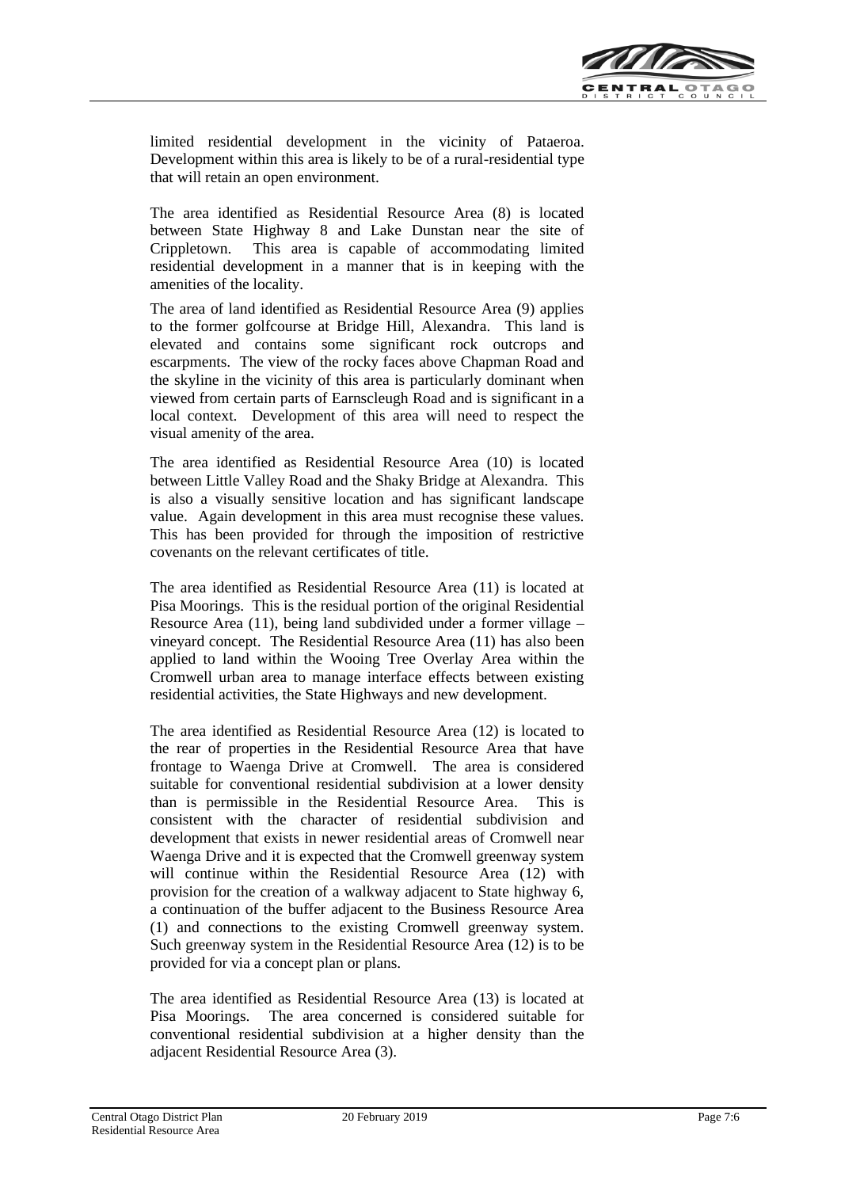limited residential development in the vicinity of Pataeroa. Development within this area is likely to be of a rural-residential type that will retain an open environment.

The area identified as Residential Resource Area (8) is located between State Highway 8 and Lake Dunstan near the site of Crippletown. This area is capable of accommodating limited residential development in a manner that is in keeping with the amenities of the locality.

The area of land identified as Residential Resource Area (9) applies to the former golfcourse at Bridge Hill, Alexandra. This land is elevated and contains some significant rock outcrops and escarpments. The view of the rocky faces above Chapman Road and the skyline in the vicinity of this area is particularly dominant when viewed from certain parts of Earnscleugh Road and is significant in a local context. Development of this area will need to respect the visual amenity of the area.

The area identified as Residential Resource Area (10) is located between Little Valley Road and the Shaky Bridge at Alexandra. This is also a visually sensitive location and has significant landscape value. Again development in this area must recognise these values. This has been provided for through the imposition of restrictive covenants on the relevant certificates of title.

The area identified as Residential Resource Area (11) is located at Pisa Moorings. This is the residual portion of the original Residential Resource Area (11), being land subdivided under a former village – vineyard concept. The Residential Resource Area (11) has also been applied to land within the Wooing Tree Overlay Area within the Cromwell urban area to manage interface effects between existing residential activities, the State Highways and new development.

The area identified as Residential Resource Area (12) is located to the rear of properties in the Residential Resource Area that have frontage to Waenga Drive at Cromwell. The area is considered suitable for conventional residential subdivision at a lower density than is permissible in the Residential Resource Area. This is consistent with the character of residential subdivision and development that exists in newer residential areas of Cromwell near Waenga Drive and it is expected that the Cromwell greenway system will continue within the Residential Resource Area (12) with provision for the creation of a walkway adjacent to State highway 6, a continuation of the buffer adjacent to the Business Resource Area (1) and connections to the existing Cromwell greenway system. Such greenway system in the Residential Resource Area (12) is to be provided for via a concept plan or plans.

The area identified as Residential Resource Area (13) is located at Pisa Moorings. The area concerned is considered suitable for conventional residential subdivision at a higher density than the adjacent Residential Resource Area (3).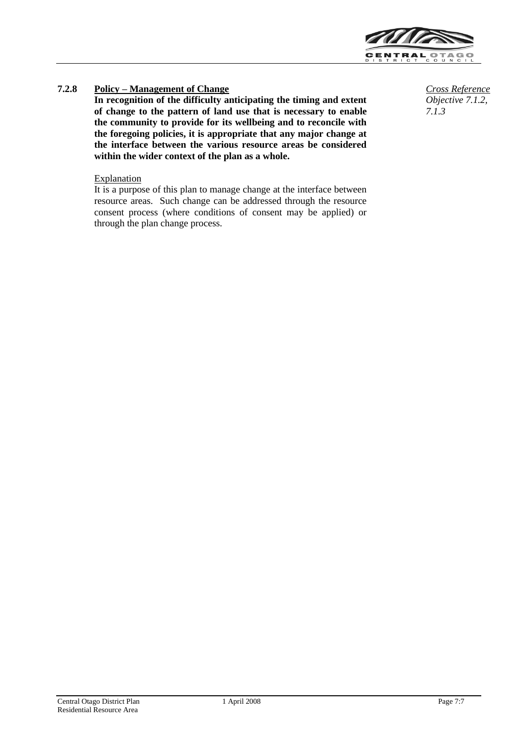### 7.2.8 Policy – Management of Change

*Cross Reference*
*Objective 7.1.2, 7.1.3*

**In recognition of the difficulty anticipating the timing and extent of change to the pattern of land use that is necessary to enable the community to provide for its wellbeing and to reconcile with the foregoing policies, it is appropriate that any major change at the interface between the various resource areas be considered within the wider context of the plan as a whole.**

Explanation

It is a purpose of this plan to manage change at the interface between resource areas. Such change can be addressed through the resource consent process (where conditions of consent may be applied) or through the plan change process.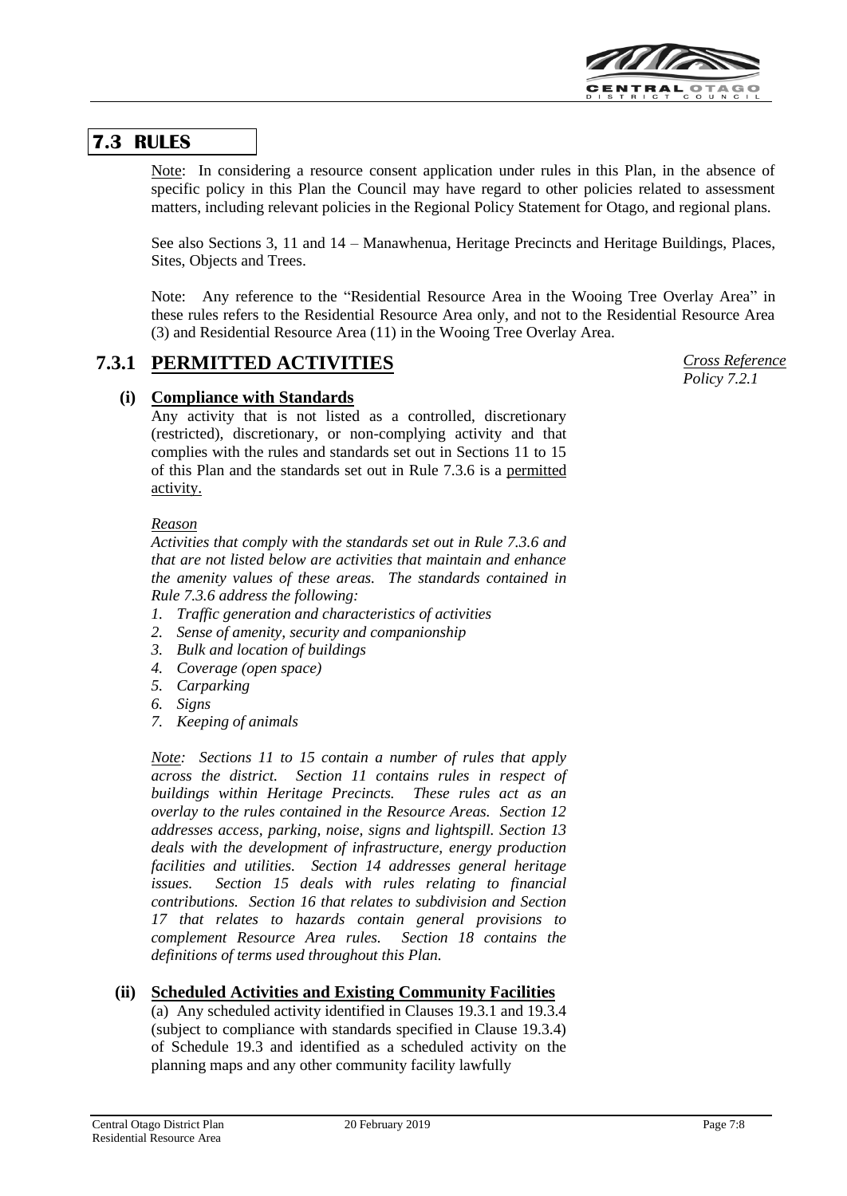## 7.3 RULES

Note: In considering a resource consent application under rules in this Plan, in the absence of specific policy in this Plan the Council may have regard to other policies related to assessment matters, including relevant policies in the Regional Policy Statement for Otago, and regional plans.

See also Sections 3, 11 and 14 – Manawhenua, Heritage Precincts and Heritage Buildings, Places, Sites, Objects and Trees.

Note: Any reference to the "Residential Resource Area in the Wooing Tree Overlay Area" in these rules refers to the Residential Resource Area only, and not to the Residential Resource Area (3) and Residential Resource Area (11) in the Wooing Tree Overlay Area.

### 7.3.1 PERMITTED ACTIVITIES

*Cross Reference Policy 7.2.1*

#### (i) Compliance with Standards

Any activity that is not listed as a controlled, discretionary (restricted), discretionary, or non-complying activity and that complies with the rules and standards set out in Sections 11 to 15 of this Plan and the standards set out in Rule 7.3.6 is a permitted activity.

*Reason*

*Activities that comply with the standards set out in Rule 7.3.6 and that are not listed below are activities that maintain and enhance the amenity values of these areas. The standards contained in Rule 7.3.6 address the following:*

1. *Traffic generation and characteristics of activities*
2. *Sense of amenity, security and companionship*
3. *Bulk and location of buildings*
4. *Coverage (open space)*
5. *Carparking*
6. *Signs*
7. *Keeping of animals*

*Note: Sections 11 to 15 contain a number of rules that apply across the district. Section 11 contains rules in respect of buildings within Heritage Precincts. These rules act as an overlay to the rules contained in the Resource Areas. Section 12 addresses access, parking, noise, signs and lightspill. Section 13 deals with the development of infrastructure, energy production facilities and utilities. Section 14 addresses general heritage issues. Section 15 deals with rules relating to financial contributions. Section 16 that relates to subdivision and Section 17 that relates to hazards contain general provisions to complement Resource Area rules. Section 18 contains the definitions of terms used throughout this Plan.*

#### (ii) Scheduled Activities and Existing Community Facilities

(a) Any scheduled activity identified in Clauses 19.3.1 and 19.3.4 (subject to compliance with standards specified in Clause 19.3.4) of Schedule 19.3 and identified as a scheduled activity on the planning maps and any other community facility lawfully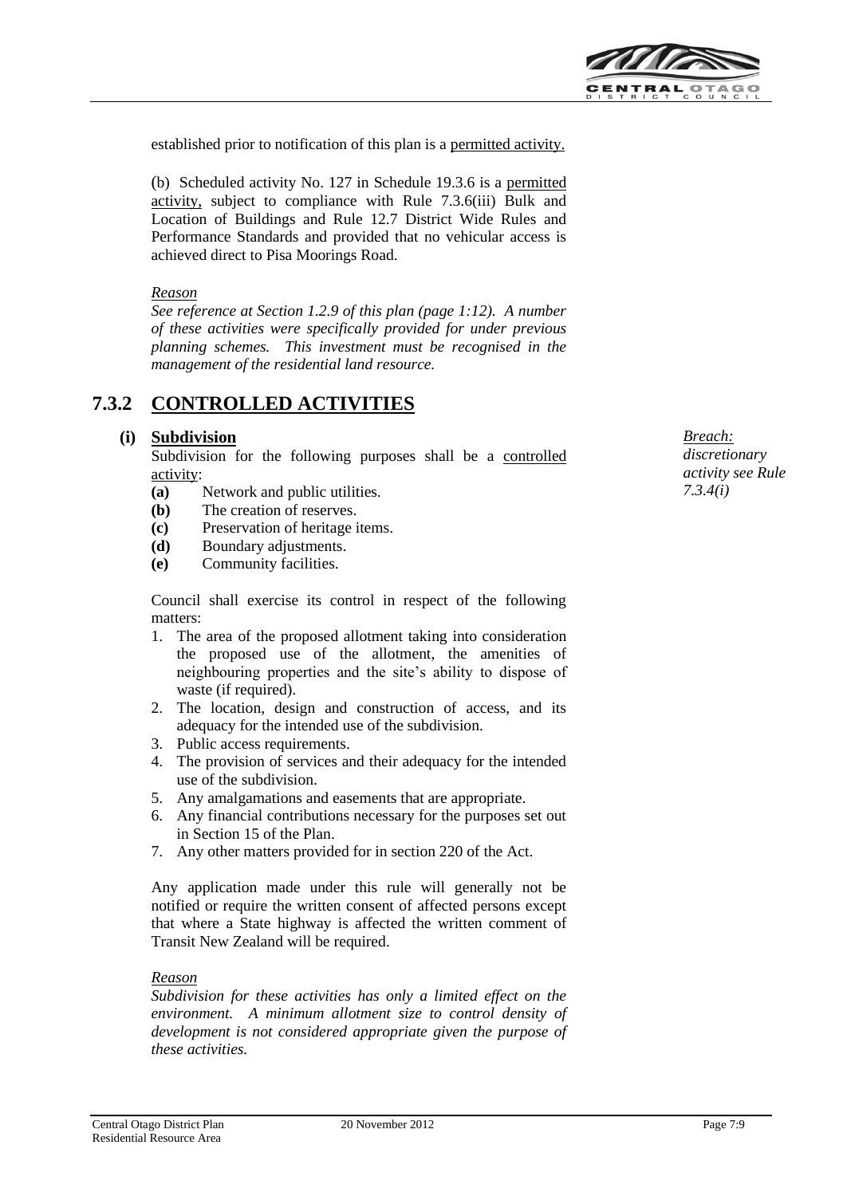established prior to notification of this plan is a permitted activity.

(b) Scheduled activity No. 127 in Schedule 19.3.6 is a permitted activity, subject to compliance with Rule 7.3.6(iii) Bulk and Location of Buildings and Rule 12.7 District Wide Rules and Performance Standards and provided that no vehicular access is achieved direct to Pisa Moorings Road.

*Reason*

*See reference at Section 1.2.9 of this plan (page 1:12). A number of these activities were specifically provided for under previous planning schemes. This investment must be recognised in the management of the residential land resource.*

## 7.3.2 CONTROLLED ACTIVITIES

*Breach: discretionary activity see Rule 7.3.4(i)*

**(i) Subdivision**

Subdivision for the following purposes shall be a controlled activity:

**(a)** Network and public utilities.
**(b)** The creation of reserves.
**(c)** Preservation of heritage items.
**(d)** Boundary adjustments.
**(e)** Community facilities.

Council shall exercise its control in respect of the following matters:

1. The area of the proposed allotment taking into consideration the proposed use of the allotment, the amenities of neighbouring properties and the site's ability to dispose of waste (if required).
2. The location, design and construction of access, and its adequacy for the intended use of the subdivision.
3. Public access requirements.
4. The provision of services and their adequacy for the intended use of the subdivision.
5. Any amalgamations and easements that are appropriate.
6. Any financial contributions necessary for the purposes set out in Section 15 of the Plan.
7. Any other matters provided for in section 220 of the Act.

Any application made under this rule will generally not be notified or require the written consent of affected persons except that where a State highway is affected the written comment of Transit New Zealand will be required.

*Reason*

*Subdivision for these activities has only a limited effect on the environment. A minimum allotment size to control density of development is not considered appropriate given the purpose of these activities.*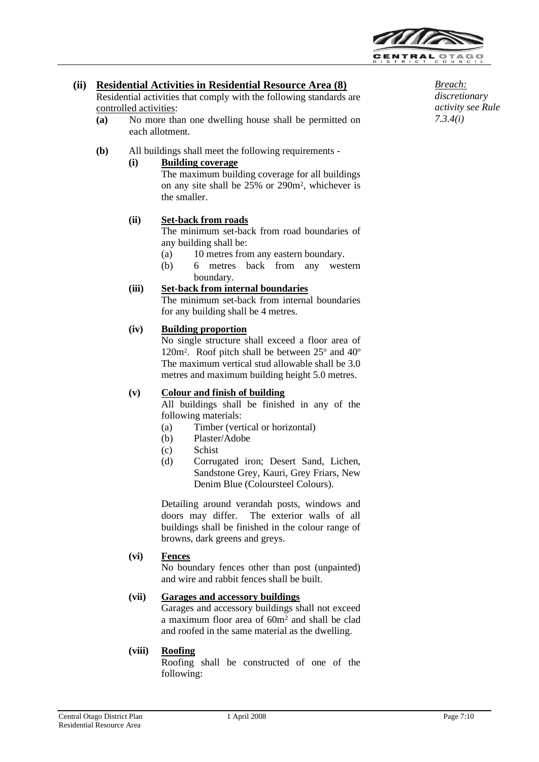**(ii) <u>Residential Activities in Residential Resource Area (8)</u>**

Residential activities that comply with the following standards are <u>controlled activities</u>:

*<u>Breach:</u> discretionary activity see Rule 7.3.4(i)*

**(a)** No more than one dwelling house shall be permitted on each allotment.

**(b)** All buildings shall meet the following requirements -

**(i) <u>Building coverage</u>**

The maximum building coverage for all buildings on any site shall be 25% or 290m², whichever is the smaller.

**(ii) <u>Set-back from roads</u>**

The minimum set-back from road boundaries of any building shall be:

(a) 10 metres from any eastern boundary.

(b) 6 metres back from any western boundary.

**(iii) <u>Set-back from internal boundaries</u>**

The minimum set-back from internal boundaries for any building shall be 4 metres.

**(iv) <u>Building proportion</u>**

No single structure shall exceed a floor area of 120m². Roof pitch shall be between 25º and 40º The maximum vertical stud allowable shall be 3.0 metres and maximum building height 5.0 metres.

**(v) <u>Colour and finish of building</u>**

All buildings shall be finished in any of the following materials:

(a) Timber (vertical or horizontal)

(b) Plaster/Adobe

(c) Schist

(d) Corrugated iron; Desert Sand, Lichen, Sandstone Grey, Kauri, Grey Friars, New Denim Blue (Coloursteel Colours).

Detailing around verandah posts, windows and doors may differ. The exterior walls of all buildings shall be finished in the colour range of browns, dark greens and greys.

**(vi) <u>Fences</u>**

No boundary fences other than post (unpainted) and wire and rabbit fences shall be built.

**(vii) <u>Garages and accessory buildings</u>**

Garages and accessory buildings shall not exceed a maximum floor area of 60m² and shall be clad and roofed in the same material as the dwelling.

**(viii) <u>Roofing</u>**

Roofing shall be constructed of one of the following: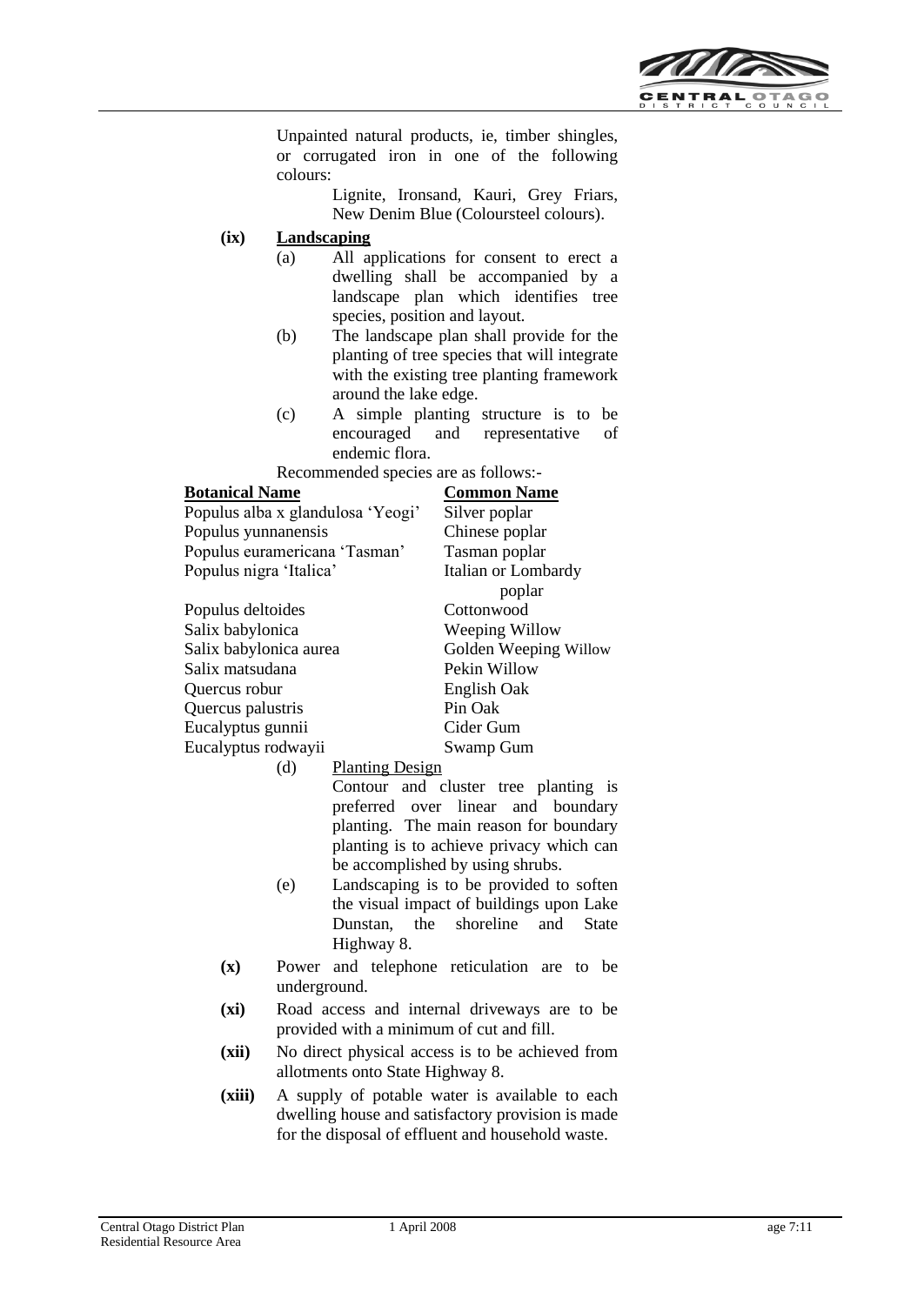Unpainted natural products, ie, timber shingles, or corrugated iron in one of the following colours:

> Lignite, Ironsand, Kauri, Grey Friars, New Denim Blue (Coloursteel colours).

**(ix)** **Landscaping**

(a) All applications for consent to erect a dwelling shall be accompanied by a landscape plan which identifies tree species, position and layout.

(b) The landscape plan shall provide for the planting of tree species that will integrate with the existing tree planting framework around the lake edge.

(c) A simple planting structure is to be encouraged and representative of endemic flora.

Recommended species are as follows:-

| Botanical Name | Common Name |
|---|---|
| Populus alba x glandulosa 'Yeogi' | Silver poplar |
| Populus yunnanensis | Chinese poplar |
| Populus euramericana 'Tasman' | Tasman poplar |
| Populus nigra 'Italica' | Italian or Lombardy poplar |
| Populus deltoides | Cottonwood |
| Salix babylonica | Weeping Willow |
| Salix babylonica aurea | Golden Weeping Willow |
| Salix matsudana | Pekin Willow |
| Quercus robur | English Oak |
| Quercus palustris | Pin Oak |
| Eucalyptus gunnii | Cider Gum |
| Eucalyptus rodwayii | Swamp Gum |

(d) Planting Design

Contour and cluster tree planting is preferred over linear and boundary planting. The main reason for boundary planting is to achieve privacy which can be accomplished by using shrubs.

(e) Landscaping is to be provided to soften the visual impact of buildings upon Lake Dunstan, the shoreline and State Highway 8.

**(x)** Power and telephone reticulation are to be underground.

**(xi)** Road access and internal driveways are to be provided with a minimum of cut and fill.

**(xii)** No direct physical access is to be achieved from allotments onto State Highway 8.

**(xiii)** A supply of potable water is available to each dwelling house and satisfactory provision is made for the disposal of effluent and household waste.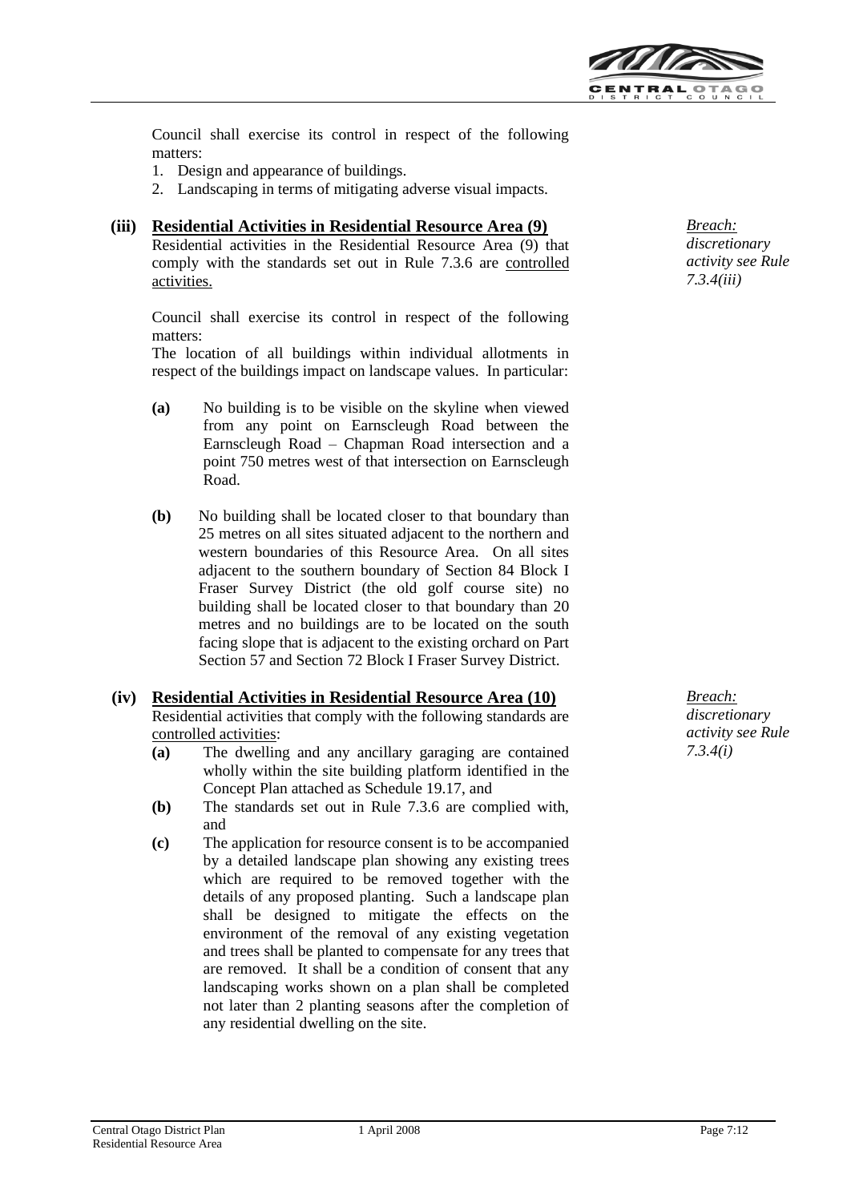Council shall exercise its control in respect of the following matters:

1. Design and appearance of buildings.
2. Landscaping in terms of mitigating adverse visual impacts.

**(iii) Residential Activities in Residential Resource Area (9)**

*Breach: discretionary activity see Rule 7.3.4(iii)*

Residential activities in the Residential Resource Area (9) that comply with the standards set out in Rule 7.3.6 are controlled activities.

Council shall exercise its control in respect of the following matters:

The location of all buildings within individual allotments in respect of the buildings impact on landscape values. In particular:

- **(a)** No building is to be visible on the skyline when viewed from any point on Earnscleugh Road between the Earnscleugh Road – Chapman Road intersection and a point 750 metres west of that intersection on Earnscleugh Road.
- **(b)** No building shall be located closer to that boundary than 25 metres on all sites situated adjacent to the northern and western boundaries of this Resource Area. On all sites adjacent to the southern boundary of Section 84 Block I Fraser Survey District (the old golf course site) no building shall be located closer to that boundary than 20 metres and no buildings are to be located on the south facing slope that is adjacent to the existing orchard on Part Section 57 and Section 72 Block I Fraser Survey District.

**(iv) Residential Activities in Residential Resource Area (10)**

*Breach: discretionary activity see Rule 7.3.4(i)*

Residential activities that comply with the following standards are controlled activities:

- **(a)** The dwelling and any ancillary garaging are contained wholly within the site building platform identified in the Concept Plan attached as Schedule 19.17, and
- **(b)** The standards set out in Rule 7.3.6 are complied with, and
- **(c)** The application for resource consent is to be accompanied by a detailed landscape plan showing any existing trees which are required to be removed together with the details of any proposed planting. Such a landscape plan shall be designed to mitigate the effects on the environment of the removal of any existing vegetation and trees shall be planted to compensate for any trees that are removed. It shall be a condition of consent that any landscaping works shown on a plan shall be completed not later than 2 planting seasons after the completion of any residential dwelling on the site.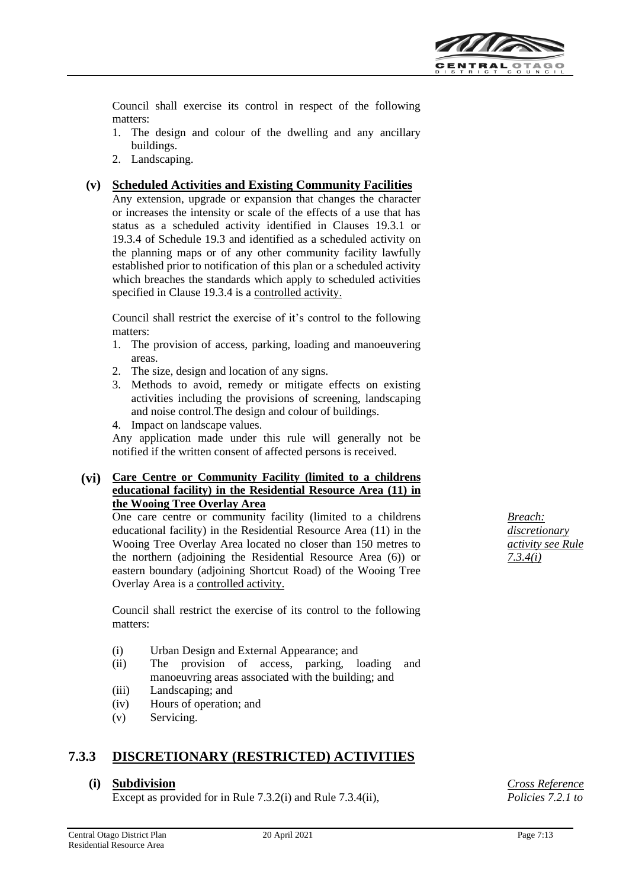Council shall exercise its control in respect of the following matters:

1. The design and colour of the dwelling and any ancillary buildings.
2. Landscaping.

**(v) Scheduled Activities and Existing Community Facilities**

Any extension, upgrade or expansion that changes the character or increases the intensity or scale of the effects of a use that has status as a scheduled activity identified in Clauses 19.3.1 or 19.3.4 of Schedule 19.3 and identified as a scheduled activity on the planning maps or of any other community facility lawfully established prior to notification of this plan or a scheduled activity which breaches the standards which apply to scheduled activities specified in Clause 19.3.4 is a controlled activity.

Council shall restrict the exercise of it's control to the following matters:

1. The provision of access, parking, loading and manoeuvering areas.
2. The size, design and location of any signs.
3. Methods to avoid, remedy or mitigate effects on existing activities including the provisions of screening, landscaping and noise control.The design and colour of buildings.
4. Impact on landscape values.

Any application made under this rule will generally not be notified if the written consent of affected persons is received.

**(vi) Care Centre or Community Facility (limited to a childrens educational facility) in the Residential Resource Area (11) in the Wooing Tree Overlay Area**

*Breach: discretionary activity see Rule 7.3.4(i)*

One care centre or community facility (limited to a childrens educational facility) in the Residential Resource Area (11) in the Wooing Tree Overlay Area located no closer than 150 metres to the northern (adjoining the Residential Resource Area (6)) or eastern boundary (adjoining Shortcut Road) of the Wooing Tree Overlay Area is a controlled activity.

Council shall restrict the exercise of its control to the following matters:

(i) Urban Design and External Appearance; and
(ii) The provision of access, parking, loading and manoeuvring areas associated with the building; and
(iii) Landscaping; and
(iv) Hours of operation; and
(v) Servicing.

## 7.3.3 DISCRETIONARY (RESTRICTED) ACTIVITIES

**(i) Subdivision**

*Cross Reference Policies 7.2.1 to*

Except as provided for in Rule 7.3.2(i) and Rule 7.3.4(ii),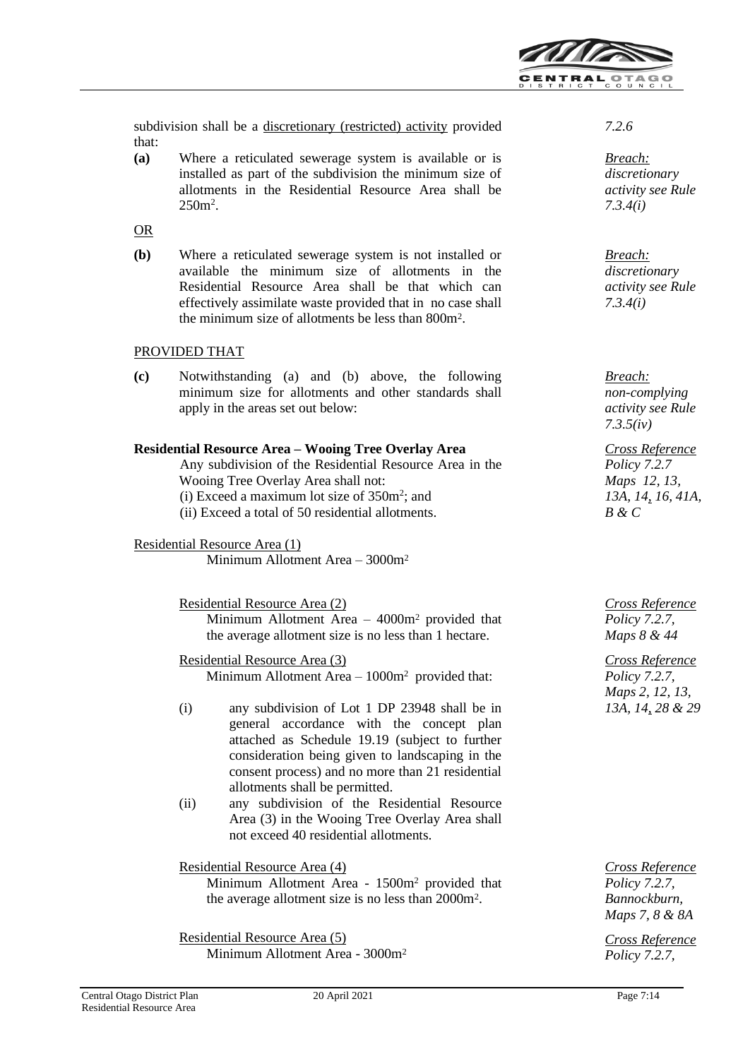subdivision shall be a discretionary (restricted) activity provided that:

*7.2.6*

**(a)** Where a reticulated sewerage system is available or is installed as part of the subdivision the minimum size of allotments in the Residential Resource Area shall be 250m$^2$.

*Breach: discretionary activity see Rule 7.3.4(i)*

OR

**(b)** Where a reticulated sewerage system is not installed or available the minimum size of allotments in the Residential Resource Area shall be that which can effectively assimilate waste provided that in no case shall the minimum size of allotments be less than 800m$^2$.

*Breach: discretionary activity see Rule 7.3.4(i)*

PROVIDED THAT

**(c)** Notwithstanding (a) and (b) above, the following minimum size for allotments and other standards shall apply in the areas set out below:

*Breach: non-complying activity see Rule 7.3.5(iv)*

**Residential Resource Area – Wooing Tree Overlay Area**

Any subdivision of the Residential Resource Area in the Wooing Tree Overlay Area shall not:

(i) Exceed a maximum lot size of 350m$^2$; and

(ii) Exceed a total of 50 residential allotments.

*Cross Reference Policy 7.2.7 Maps 12, 13, 13A, 14, 16, 41A, B & C*

Residential Resource Area (1)

Minimum Allotment Area – 3000m$^2$

Residential Resource Area (2)

Minimum Allotment Area – 4000m$^2$ provided that the average allotment size is no less than 1 hectare.

*Cross Reference Policy 7.2.7, Maps 8 & 44*

Residential Resource Area (3)

Minimum Allotment Area – 1000m$^2$ provided that:

*Cross Reference Policy 7.2.7, Maps 2, 12, 13, 13A, 14, 28 & 29*

(i) any subdivision of Lot 1 DP 23948 shall be in general accordance with the concept plan attached as Schedule 19.19 (subject to further consideration being given to landscaping in the consent process) and no more than 21 residential allotments shall be permitted.

(ii) any subdivision of the Residential Resource Area (3) in the Wooing Tree Overlay Area shall not exceed 40 residential allotments.

Residential Resource Area (4)

Minimum Allotment Area - 1500m$^2$ provided that the average allotment size is no less than 2000m$^2$.

*Cross Reference Policy 7.2.7, Bannockburn, Maps 7, 8 & 8A*

Residential Resource Area (5)

Minimum Allotment Area - 3000m$^2$

*Cross Reference Policy 7.2.7,*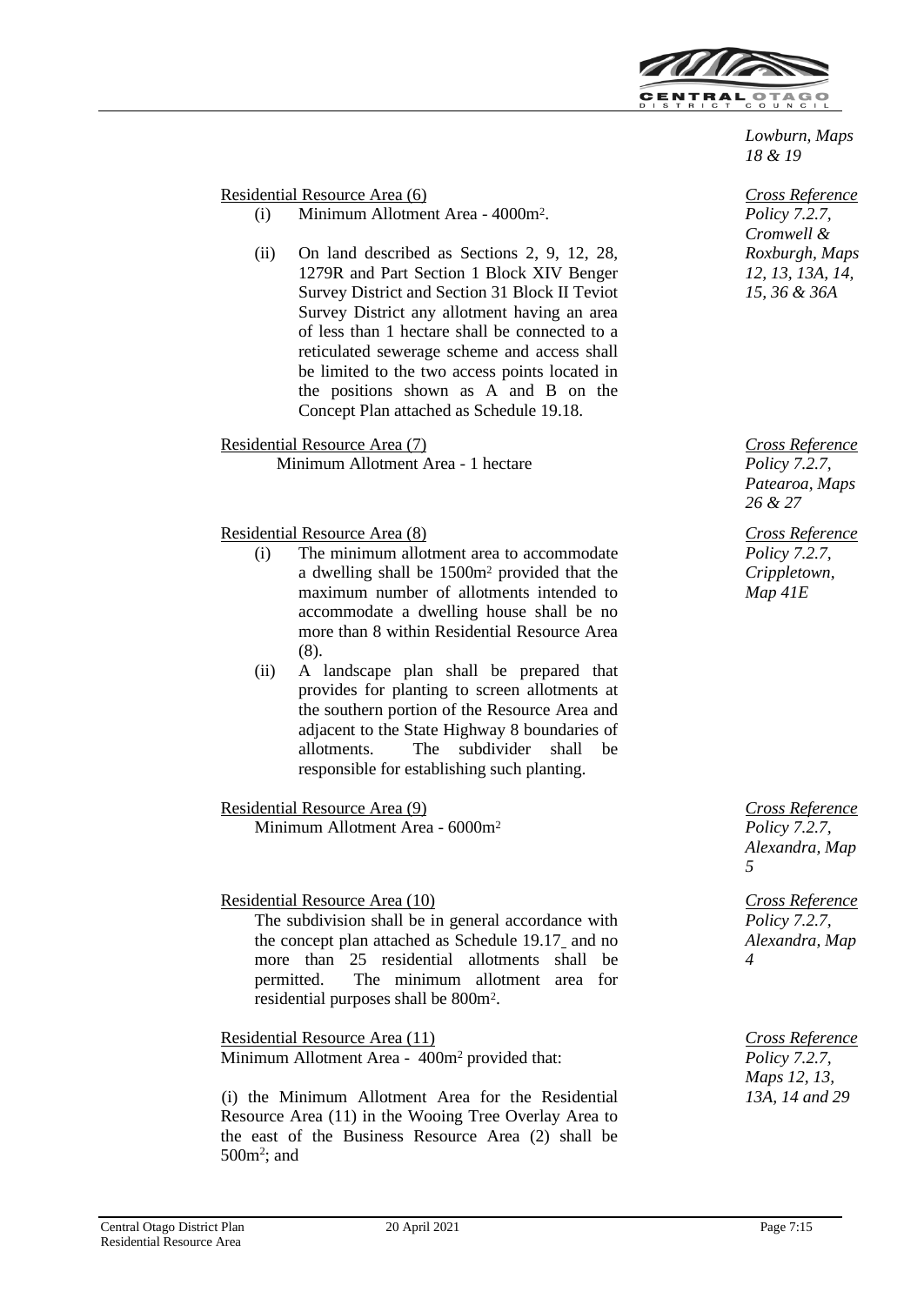*Lowburn, Maps 18 & 19*

Residential Resource Area (6)

*Cross Reference Policy 7.2.7, Cromwell & Roxburgh, Maps 12, 13, 13A, 14, 15, 36 & 36A*

(i) Minimum Allotment Area - 4000m².

(ii) On land described as Sections 2, 9, 12, 28, 1279R and Part Section 1 Block XIV Benger Survey District and Section 31 Block II Teviot Survey District any allotment having an area of less than 1 hectare shall be connected to a reticulated sewerage scheme and access shall be limited to the two access points located in the positions shown as A and B on the Concept Plan attached as Schedule 19.18.

Residential Resource Area (7)

*Cross Reference Policy 7.2.7, Patearoa, Maps 26 & 27*

Minimum Allotment Area - 1 hectare

Residential Resource Area (8)

*Cross Reference Policy 7.2.7, Crippletown, Map 41E*

(i) The minimum allotment area to accommodate a dwelling shall be 1500m² provided that the maximum number of allotments intended to accommodate a dwelling house shall be no more than 8 within Residential Resource Area (8).

(ii) A landscape plan shall be prepared that provides for planting to screen allotments at the southern portion of the Resource Area and adjacent to the State Highway 8 boundaries of allotments. The subdivider shall be responsible for establishing such planting.

Residential Resource Area (9)

*Cross Reference Policy 7.2.7, Alexandra, Map 5*

Minimum Allotment Area - 6000m²

Residential Resource Area (10)

*Cross Reference Policy 7.2.7, Alexandra, Map 4*

The subdivision shall be in general accordance with the concept plan attached as Schedule 19.17 and no more than 25 residential allotments shall be permitted. The minimum allotment area for residential purposes shall be 800m².

Residential Resource Area (11)

*Cross Reference Policy 7.2.7, Maps 12, 13, 13A, 14 and 29*

Minimum Allotment Area - 400m² provided that:

(i) the Minimum Allotment Area for the Residential Resource Area (11) in the Wooing Tree Overlay Area to the east of the Business Resource Area (2) shall be 500m²; and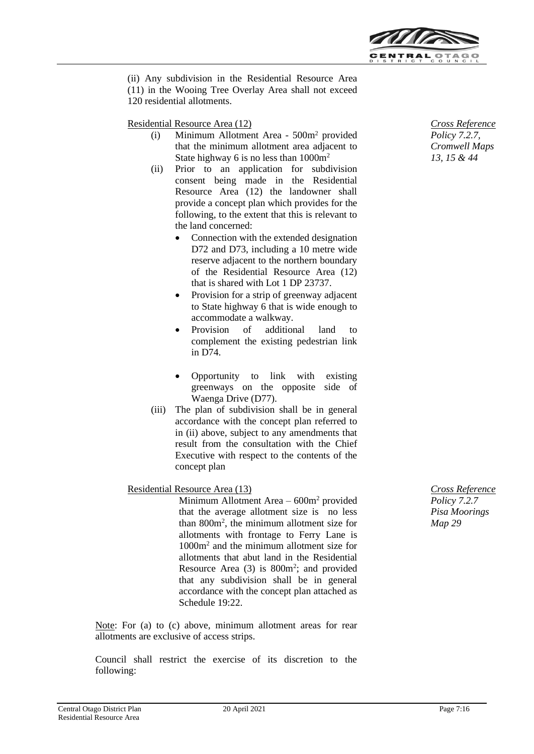(ii) Any subdivision in the Residential Resource Area (11) in the Wooing Tree Overlay Area shall not exceed 120 residential allotments.

<u>Residential Resource Area (12)</u>

*<u>Cross Reference</u> Policy 7.2.7, Cromwell Maps 13, 15 & 44*

(i) Minimum Allotment Area - 500m$^2$ provided that the minimum allotment area adjacent to State highway 6 is no less than 1000m$^2$

(ii) Prior to an application for subdivision consent being made in the Residential Resource Area (12) the landowner shall provide a concept plan which provides for the following, to the extent that this is relevant to the land concerned:

- Connection with the extended designation D72 and D73, including a 10 metre wide reserve adjacent to the northern boundary of the Residential Resource Area (12) that is shared with Lot 1 DP 23737.
- Provision for a strip of greenway adjacent to State highway 6 that is wide enough to accommodate a walkway.
- Provision of additional land to complement the existing pedestrian link in D74.
- Opportunity to link with existing greenways on the opposite side of Waenga Drive (D77).

(iii) The plan of subdivision shall be in general accordance with the concept plan referred to in (ii) above, subject to any amendments that result from the consultation with the Chief Executive with respect to the contents of the concept plan

<u>Residential Resource Area (13)</u>

*<u>Cross Reference</u> Policy 7.2.7 Pisa Moorings Map 29*

Minimum Allotment Area – 600m$^2$ provided that the average allotment size is no less than 800m$^2$, the minimum allotment size for allotments with frontage to Ferry Lane is 1000m$^2$ and the minimum allotment size for allotments that abut land in the Residential Resource Area (3) is 800m$^2$; and provided that any subdivision shall be in general accordance with the concept plan attached as Schedule 19:22.

<u>Note</u>: For (a) to (c) above, minimum allotment areas for rear allotments are exclusive of access strips.

Council shall restrict the exercise of its discretion to the following: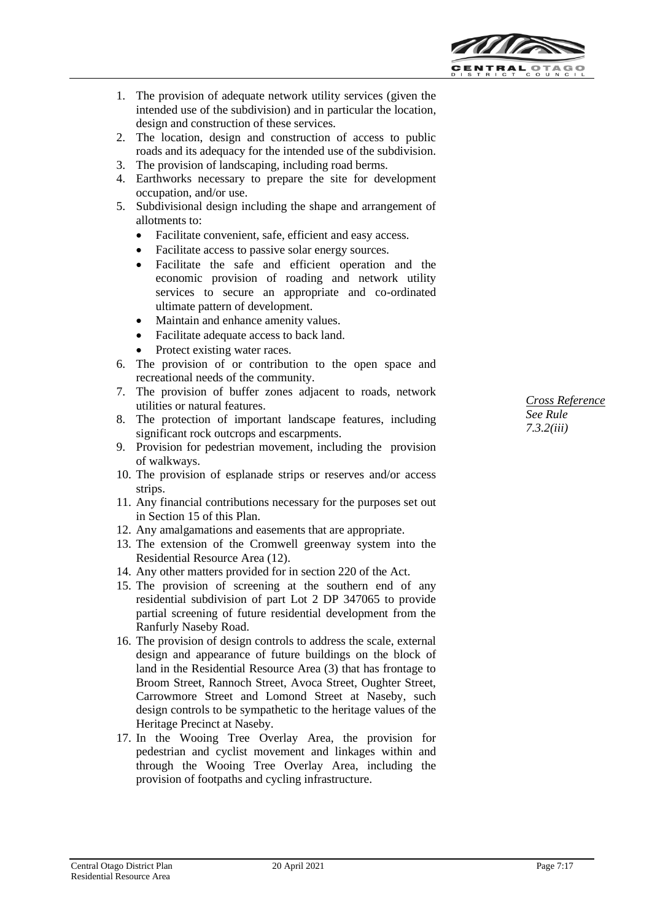1. The provision of adequate network utility services (given the intended use of the subdivision) and in particular the location, design and construction of these services.
2. The location, design and construction of access to public roads and its adequacy for the intended use of the subdivision.
3. The provision of landscaping, including road berms.
4. Earthworks necessary to prepare the site for development occupation, and/or use.
5. Subdivisional design including the shape and arrangement of allotments to:
   - Facilitate convenient, safe, efficient and easy access.
   - Facilitate access to passive solar energy sources.
   - Facilitate the safe and efficient operation and the economic provision of roading and network utility services to secure an appropriate and co-ordinated ultimate pattern of development.
   - Maintain and enhance amenity values.
   - Facilitate adequate access to back land.
   - Protect existing water races.
6. The provision of or contribution to the open space and recreational needs of the community.
7. The provision of buffer zones adjacent to roads, network utilities or natural features.
8. The protection of important landscape features, including significant rock outcrops and escarpments.
9. Provision for pedestrian movement, including the provision of walkways.
10. The provision of esplanade strips or reserves and/or access strips.
11. Any financial contributions necessary for the purposes set out in Section 15 of this Plan.
12. Any amalgamations and easements that are appropriate.
13. The extension of the Cromwell greenway system into the Residential Resource Area (12).
14. Any other matters provided for in section 220 of the Act.
15. The provision of screening at the southern end of any residential subdivision of part Lot 2 DP 347065 to provide partial screening of future residential development from the Ranfurly Naseby Road.
16. The provision of design controls to address the scale, external design and appearance of future buildings on the block of land in the Residential Resource Area (3) that has frontage to Broom Street, Rannoch Street, Avoca Street, Oughter Street, Carrowmore Street and Lomond Street at Naseby, such design controls to be sympathetic to the heritage values of the Heritage Precinct at Naseby.
17. In the Wooing Tree Overlay Area, the provision for pedestrian and cyclist movement and linkages within and through the Wooing Tree Overlay Area, including the provision of footpaths and cycling infrastructure.

*Cross Reference*
*See Rule 7.3.2(iii)*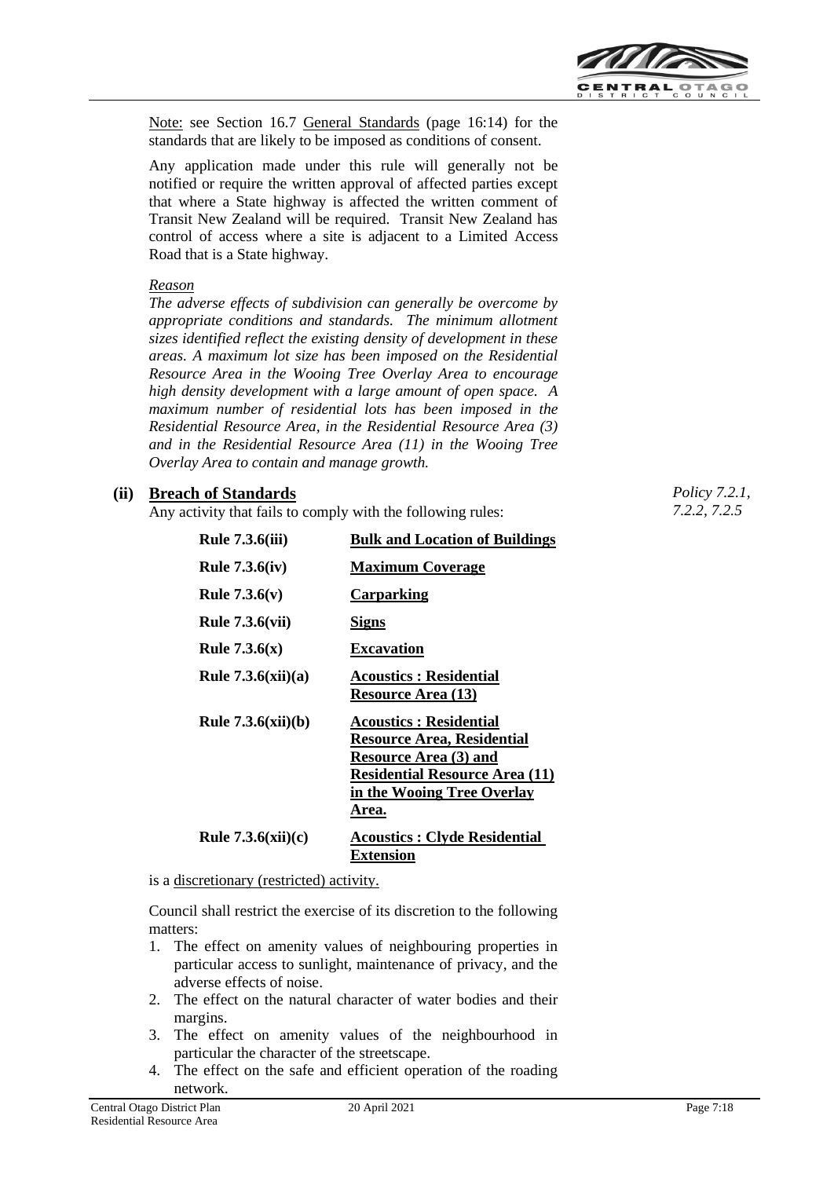Note: see Section 16.7 General Standards (page 16:14) for the standards that are likely to be imposed as conditions of consent.

Any application made under this rule will generally not be notified or require the written approval of affected parties except that where a State highway is affected the written comment of Transit New Zealand will be required. Transit New Zealand has control of access where a site is adjacent to a Limited Access Road that is a State highway.

*Reason*

*The adverse effects of subdivision can generally be overcome by appropriate conditions and standards. The minimum allotment sizes identified reflect the existing density of development in these areas. A maximum lot size has been imposed on the Residential Resource Area in the Wooing Tree Overlay Area to encourage high density development with a large amount of open space. A maximum number of residential lots has been imposed in the Residential Resource Area, in the Residential Resource Area (3) and in the Residential Resource Area (11) in the Wooing Tree Overlay Area to contain and manage growth.*

### (ii) Breach of Standards

*Policy 7.2.1, 7.2.2, 7.2.5*

Any activity that fails to comply with the following rules:

| | |
|---|---|
| **Rule 7.3.6(iii)** | **Bulk and Location of Buildings** |
| **Rule 7.3.6(iv)** | **Maximum Coverage** |
| **Rule 7.3.6(v)** | **Carparking** |
| **Rule 7.3.6(vii)** | **Signs** |
| **Rule 7.3.6(x)** | **Excavation** |
| **Rule 7.3.6(xii)(a)** | **Acoustics : Residential Resource Area (13)** |
| **Rule 7.3.6(xii)(b)** | **Acoustics : Residential Resource Area, Residential Resource Area (3) and Residential Resource Area (11) in the Wooing Tree Overlay Area.** |
| **Rule 7.3.6(xii)(c)** | **Acoustics : Clyde Residential Extension** |

is a discretionary (restricted) activity.

Council shall restrict the exercise of its discretion to the following matters:

1. The effect on amenity values of neighbouring properties in particular access to sunlight, maintenance of privacy, and the adverse effects of noise.
2. The effect on the natural character of water bodies and their margins.
3. The effect on amenity values of the neighbourhood in particular the character of the streetscape.
4. The effect on the safe and efficient operation of the roading network.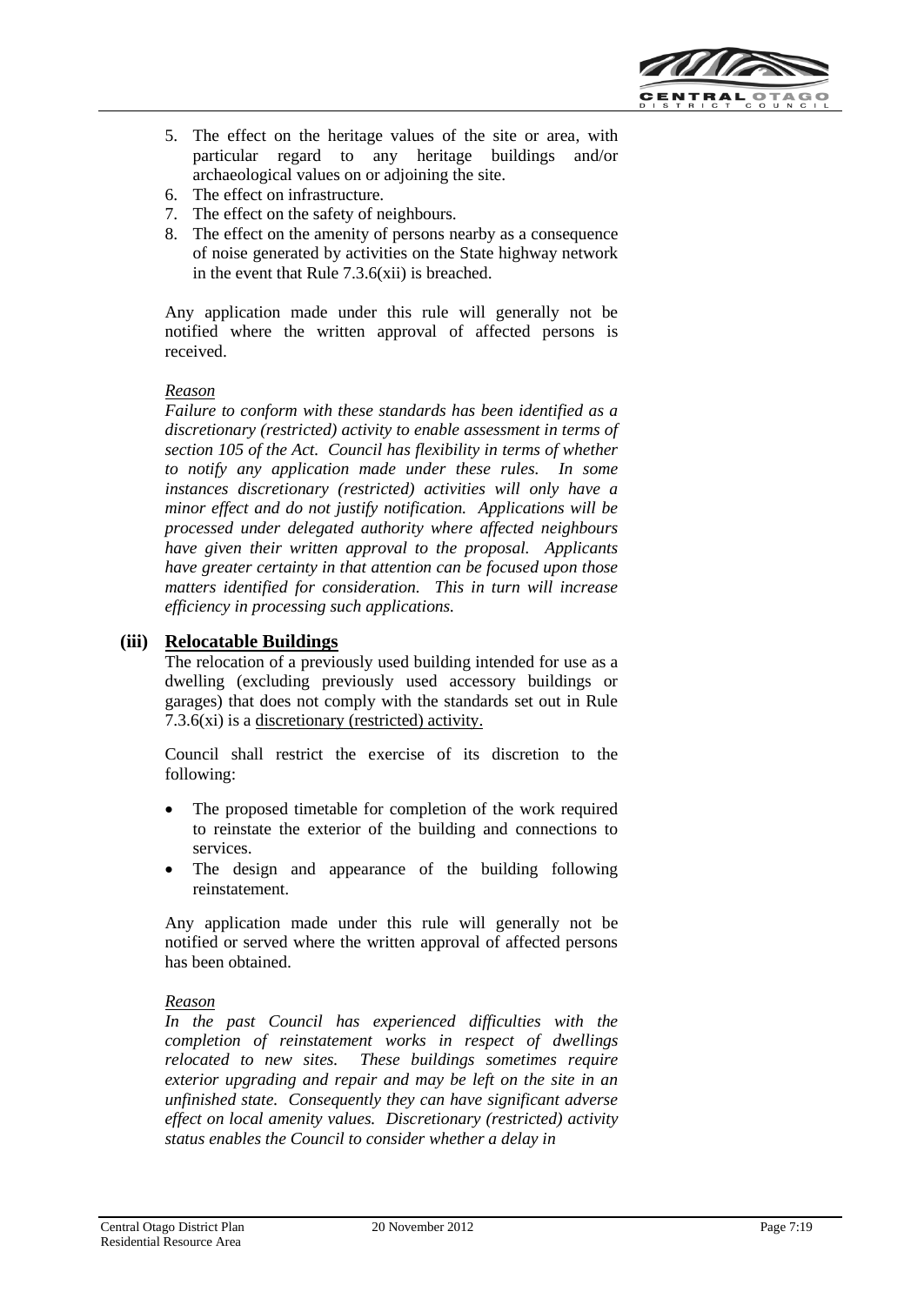5. The effect on the heritage values of the site or area, with particular regard to any heritage buildings and/or archaeological values on or adjoining the site.
6. The effect on infrastructure.
7. The effect on the safety of neighbours.
8. The effect on the amenity of persons nearby as a consequence of noise generated by activities on the State highway network in the event that Rule 7.3.6(xii) is breached.

Any application made under this rule will generally not be notified where the written approval of affected persons is received.

*Reason*

*Failure to conform with these standards has been identified as a discretionary (restricted) activity to enable assessment in terms of section 105 of the Act. Council has flexibility in terms of whether to notify any application made under these rules. In some instances discretionary (restricted) activities will only have a minor effect and do not justify notification. Applications will be processed under delegated authority where affected neighbours have given their written approval to the proposal. Applicants have greater certainty in that attention can be focused upon those matters identified for consideration. This in turn will increase efficiency in processing such applications.*

### (iii) Relocatable Buildings

The relocation of a previously used building intended for use as a dwelling (excluding previously used accessory buildings or garages) that does not comply with the standards set out in Rule 7.3.6(xi) is a discretionary (restricted) activity.

Council shall restrict the exercise of its discretion to the following:

- The proposed timetable for completion of the work required to reinstate the exterior of the building and connections to services.
- The design and appearance of the building following reinstatement.

Any application made under this rule will generally not be notified or served where the written approval of affected persons has been obtained.

*Reason*

*In the past Council has experienced difficulties with the completion of reinstatement works in respect of dwellings relocated to new sites. These buildings sometimes require exterior upgrading and repair and may be left on the site in an unfinished state. Consequently they can have significant adverse effect on local amenity values. Discretionary (restricted) activity status enables the Council to consider whether a delay in*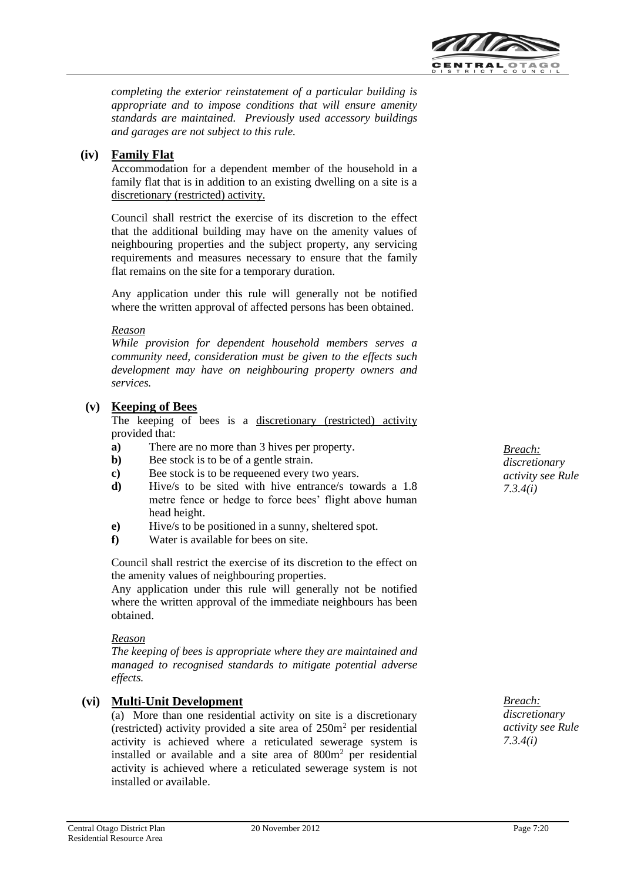*completing the exterior reinstatement of a particular building is appropriate and to impose conditions that will ensure amenity standards are maintained. Previously used accessory buildings and garages are not subject to this rule.*

**(iv) Family Flat**

Accommodation for a dependent member of the household in a family flat that is in addition to an existing dwelling on a site is a discretionary (restricted) activity.

Council shall restrict the exercise of its discretion to the effect that the additional building may have on the amenity values of neighbouring properties and the subject property, any servicing requirements and measures necessary to ensure that the family flat remains on the site for a temporary duration.

Any application under this rule will generally not be notified where the written approval of affected persons has been obtained.

*Reason*

*While provision for dependent household members serves a community need, consideration must be given to the effects such development may have on neighbouring property owners and services.*

**(v) Keeping of Bees**

The keeping of bees is a discretionary (restricted) activity provided that:

*Breach: discretionary activity see Rule 7.3.4(i)*

- **a)** There are no more than 3 hives per property.
- **b)** Bee stock is to be of a gentle strain.
- **c)** Bee stock is to be requeened every two years.
- **d)** Hive/s to be sited with hive entrance/s towards a 1.8 metre fence or hedge to force bees' flight above human head height.
- **e)** Hive/s to be positioned in a sunny, sheltered spot.
- **f)** Water is available for bees on site.

Council shall restrict the exercise of its discretion to the effect on the amenity values of neighbouring properties.

Any application under this rule will generally not be notified where the written approval of the immediate neighbours has been obtained.

*Reason*

*The keeping of bees is appropriate where they are maintained and managed to recognised standards to mitigate potential adverse effects.*

**(vi) Multi-Unit Development**

*Breach: discretionary activity see Rule 7.3.4(i)*

(a) More than one residential activity on site is a discretionary (restricted) activity provided a site area of 250m² per residential activity is achieved where a reticulated sewerage system is installed or available and a site area of 800m² per residential activity is achieved where a reticulated sewerage system is not installed or available.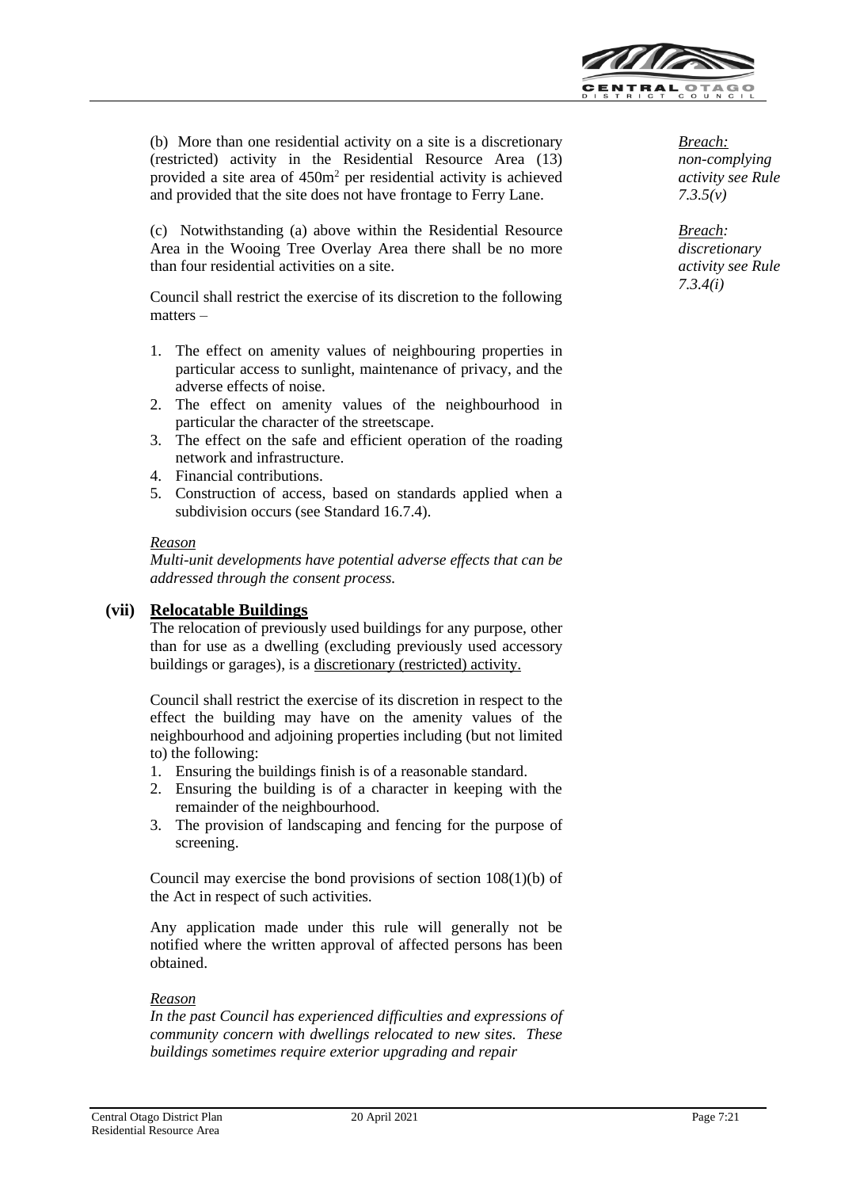(b) More than one residential activity on a site is a discretionary (restricted) activity in the Residential Resource Area (13) provided a site area of 450m² per residential activity is achieved and provided that the site does not have frontage to Ferry Lane.

*Breach: non-complying activity see Rule 7.3.5(v)*

(c) Notwithstanding (a) above within the Residential Resource Area in the Wooing Tree Overlay Area there shall be no more than four residential activities on a site.

*Breach: discretionary activity see Rule 7.3.4(i)*

Council shall restrict the exercise of its discretion to the following matters –

1. The effect on amenity values of neighbouring properties in particular access to sunlight, maintenance of privacy, and the adverse effects of noise.
2. The effect on amenity values of the neighbourhood in particular the character of the streetscape.
3. The effect on the safe and efficient operation of the roading network and infrastructure.
4. Financial contributions.
5. Construction of access, based on standards applied when a subdivision occurs (see Standard 16.7.4).

*Reason*

*Multi-unit developments have potential adverse effects that can be addressed through the consent process.*

**(vii) Relocatable Buildings**

The relocation of previously used buildings for any purpose, other than for use as a dwelling (excluding previously used accessory buildings or garages), is a discretionary (restricted) activity.

Council shall restrict the exercise of its discretion in respect to the effect the building may have on the amenity values of the neighbourhood and adjoining properties including (but not limited to) the following:

1. Ensuring the buildings finish is of a reasonable standard.
2. Ensuring the building is of a character in keeping with the remainder of the neighbourhood.
3. The provision of landscaping and fencing for the purpose of screening.

Council may exercise the bond provisions of section 108(1)(b) of the Act in respect of such activities.

Any application made under this rule will generally not be notified where the written approval of affected persons has been obtained.

*Reason*

*In the past Council has experienced difficulties and expressions of community concern with dwellings relocated to new sites. These buildings sometimes require exterior upgrading and repair*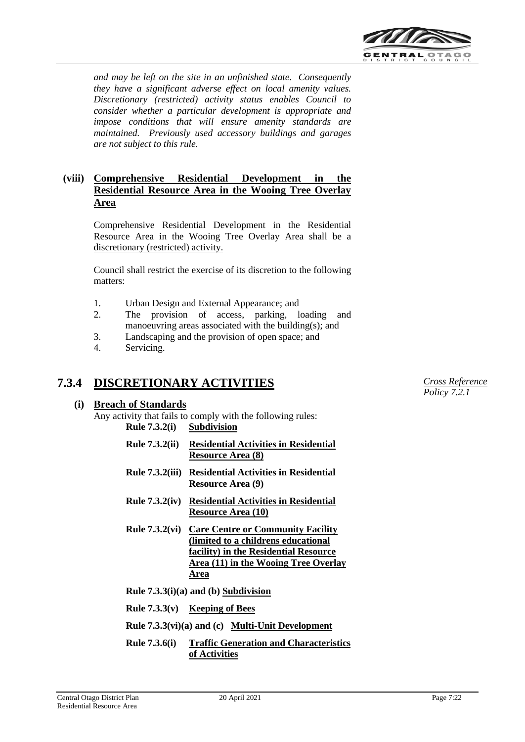*and may be left on the site in an unfinished state. Consequently they have a significant adverse effect on local amenity values. Discretionary (restricted) activity status enables Council to consider whether a particular development is appropriate and impose conditions that will ensure amenity standards are maintained. Previously used accessory buildings and garages are not subject to this rule.*

**(viii) Comprehensive Residential Development in the Residential Resource Area in the Wooing Tree Overlay Area**

Comprehensive Residential Development in the Residential Resource Area in the Wooing Tree Overlay Area shall be a discretionary (restricted) activity.

Council shall restrict the exercise of its discretion to the following matters:

1. Urban Design and External Appearance; and
2. The provision of access, parking, loading and manoeuvring areas associated with the building(s); and
3. Landscaping and the provision of open space; and
4. Servicing.

## 7.3.4 DISCRETIONARY ACTIVITIES

*Cross Reference Policy 7.2.1*

**(i) Breach of Standards**

Any activity that fails to comply with the following rules:

**Rule 7.3.2(i) Subdivision**

**Rule 7.3.2(ii) Residential Activities in Residential Resource Area (8)**

**Rule 7.3.2(iii) Residential Activities in Residential Resource Area (9)**

**Rule 7.3.2(iv) Residential Activities in Residential Resource Area (10)**

**Rule 7.3.2(vi) Care Centre or Community Facility (limited to a childrens educational facility) in the Residential Resource Area (11) in the Wooing Tree Overlay Area**

**Rule 7.3.3(i)(a) and (b) Subdivision**

**Rule 7.3.3(v) Keeping of Bees**

**Rule 7.3.3(vi)(a) and (c) Multi-Unit Development**

**Rule 7.3.6(i) Traffic Generation and Characteristics of Activities**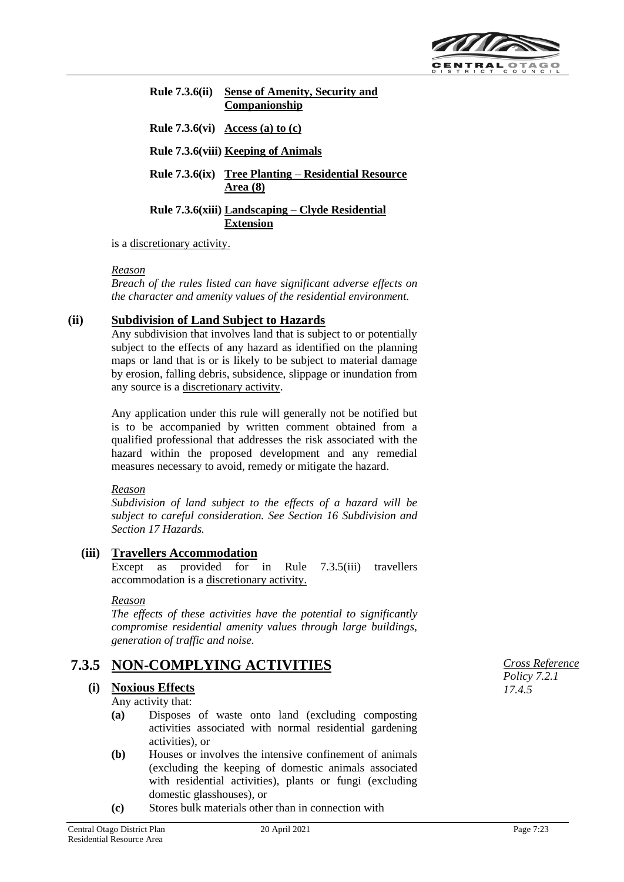**Rule 7.3.6(ii)** **Sense of Amenity, Security and Companionship**

**Rule 7.3.6(vi)** **Access (a) to (c)**

**Rule 7.3.6(viii)** **Keeping of Animals**

**Rule 7.3.6(ix)** **Tree Planting – Residential Resource Area (8)**

**Rule 7.3.6(xiii)** **Landscaping – Clyde Residential Extension**

is a discretionary activity.

*Reason*

*Breach of the rules listed can have significant adverse effects on the character and amenity values of the residential environment.*

**(ii) Subdivision of Land Subject to Hazards**

Any subdivision that involves land that is subject to or potentially subject to the effects of any hazard as identified on the planning maps or land that is or is likely to be subject to material damage by erosion, falling debris, subsidence, slippage or inundation from any source is a discretionary activity.

Any application under this rule will generally not be notified but is to be accompanied by written comment obtained from a qualified professional that addresses the risk associated with the hazard within the proposed development and any remedial measures necessary to avoid, remedy or mitigate the hazard.

*Reason*

*Subdivision of land subject to the effects of a hazard will be subject to careful consideration. See Section 16 Subdivision and Section 17 Hazards.*

**(iii) Travellers Accommodation**

Except as provided for in Rule 7.3.5(iii) travellers accommodation is a discretionary activity.

*Reason*

*The effects of these activities have the potential to significantly compromise residential amenity values through large buildings, generation of traffic and noise.*

## 7.3.5 NON-COMPLYING ACTIVITIES

*Cross Reference*
*Policy 7.2.1*
*17.4.5*

**(i) Noxious Effects**

Any activity that:

**(a)** Disposes of waste onto land (excluding composting activities associated with normal residential gardening activities), or

**(b)** Houses or involves the intensive confinement of animals (excluding the keeping of domestic animals associated with residential activities), plants or fungi (excluding domestic glasshouses), or

**(c)** Stores bulk materials other than in connection with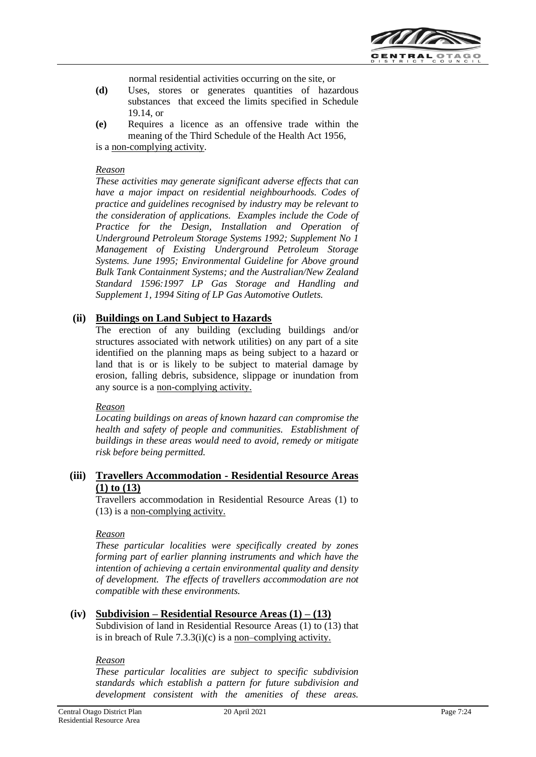normal residential activities occurring on the site, or

**(d)** Uses, stores or generates quantities of hazardous substances that exceed the limits specified in Schedule 19.14, or

**(e)** Requires a licence as an offensive trade within the meaning of the Third Schedule of the Health Act 1956,

is a non-complying activity.

*Reason*

*These activities may generate significant adverse effects that can have a major impact on residential neighbourhoods. Codes of practice and guidelines recognised by industry may be relevant to the consideration of applications. Examples include the Code of Practice for the Design, Installation and Operation of Underground Petroleum Storage Systems 1992; Supplement No 1 Management of Existing Underground Petroleum Storage Systems. June 1995; Environmental Guideline for Above ground Bulk Tank Containment Systems; and the Australian/New Zealand Standard 1596:1997 LP Gas Storage and Handling and Supplement 1, 1994 Siting of LP Gas Automotive Outlets.*

**(ii) Buildings on Land Subject to Hazards**

The erection of any building (excluding buildings and/or structures associated with network utilities) on any part of a site identified on the planning maps as being subject to a hazard or land that is or is likely to be subject to material damage by erosion, falling debris, subsidence, slippage or inundation from any source is a non-complying activity.

*Reason*

*Locating buildings on areas of known hazard can compromise the health and safety of people and communities. Establishment of buildings in these areas would need to avoid, remedy or mitigate risk before being permitted.*

**(iii) Travellers Accommodation - Residential Resource Areas (1) to (13)**

Travellers accommodation in Residential Resource Areas (1) to (13) is a non-complying activity.

*Reason*

*These particular localities were specifically created by zones forming part of earlier planning instruments and which have the intention of achieving a certain environmental quality and density of development. The effects of travellers accommodation are not compatible with these environments.*

**(iv) Subdivision – Residential Resource Areas (1) – (13)**

Subdivision of land in Residential Resource Areas (1) to (13) that is in breach of Rule 7.3.3(i)(c) is a non–complying activity.

*Reason*

*These particular localities are subject to specific subdivision standards which establish a pattern for future subdivision and development consistent with the amenities of these areas.*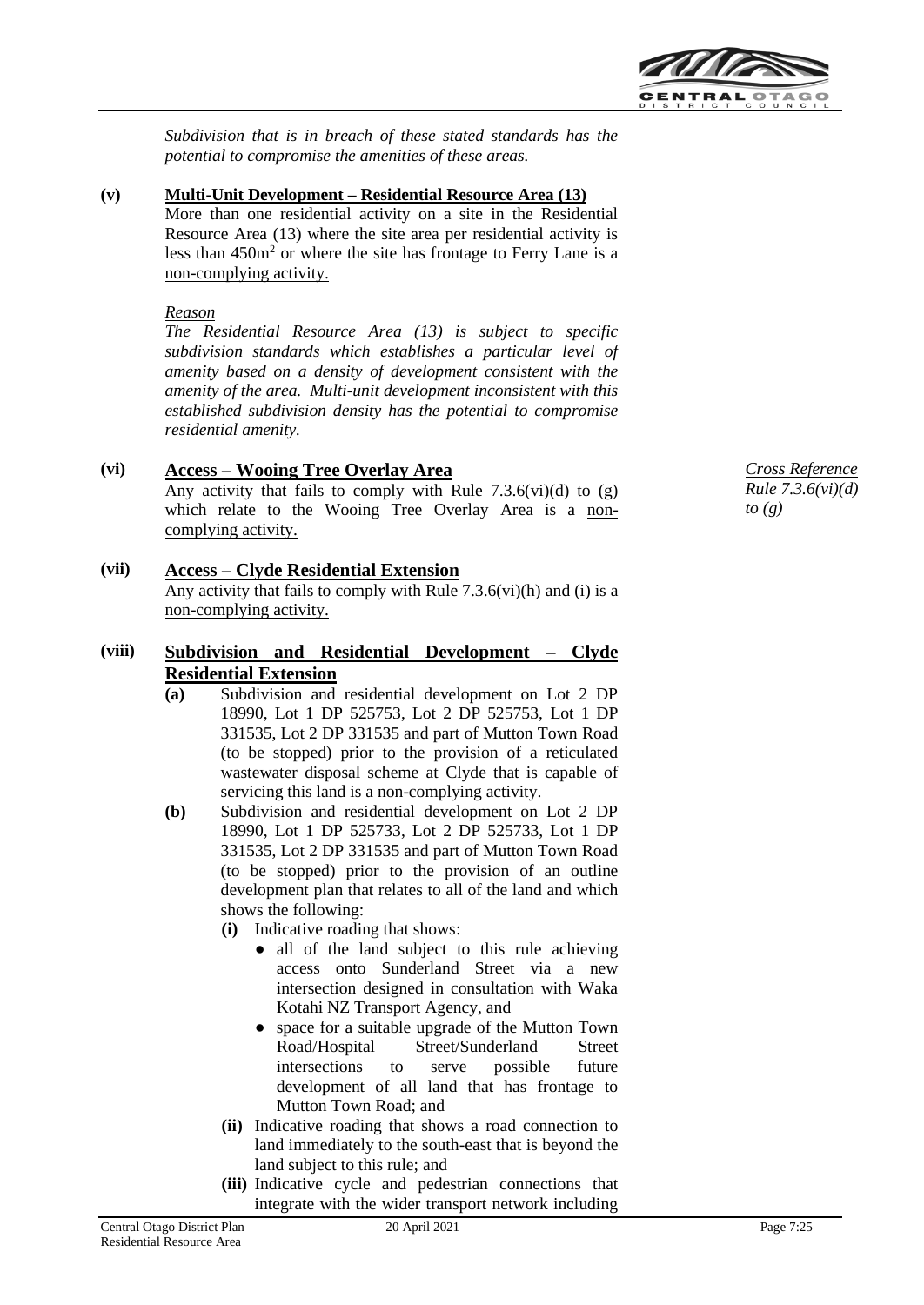*Subdivision that is in breach of these stated standards has the potential to compromise the amenities of these areas.*

**(v) Multi-Unit Development – Residential Resource Area (13)**

More than one residential activity on a site in the Residential Resource Area (13) where the site area per residential activity is less than 450m² or where the site has frontage to Ferry Lane is a non-complying activity.

*Reason*

*The Residential Resource Area (13) is subject to specific subdivision standards which establishes a particular level of amenity based on a density of development consistent with the amenity of the area. Multi-unit development inconsistent with this established subdivision density has the potential to compromise residential amenity.*

**(vi) Access – Wooing Tree Overlay Area**

Any activity that fails to comply with Rule 7.3.6(vi)(d) to (g) which relate to the Wooing Tree Overlay Area is a non-complying activity.

*Cross Reference Rule 7.3.6(vi)(d) to (g)*

**(vii) Access – Clyde Residential Extension**

Any activity that fails to comply with Rule 7.3.6(vi)(h) and (i) is a non-complying activity.

**(viii) Subdivision and Residential Development – Clyde Residential Extension**

**(a)** Subdivision and residential development on Lot 2 DP 18990, Lot 1 DP 525753, Lot 2 DP 525753, Lot 1 DP 331535, Lot 2 DP 331535 and part of Mutton Town Road (to be stopped) prior to the provision of a reticulated wastewater disposal scheme at Clyde that is capable of servicing this land is a non-complying activity.

**(b)** Subdivision and residential development on Lot 2 DP 18990, Lot 1 DP 525733, Lot 2 DP 525733, Lot 1 DP 331535, Lot 2 DP 331535 and part of Mutton Town Road (to be stopped) prior to the provision of an outline development plan that relates to all of the land and which shows the following:

**(i)** Indicative roading that shows:

- all of the land subject to this rule achieving access onto Sunderland Street via a new intersection designed in consultation with Waka Kotahi NZ Transport Agency, and
- space for a suitable upgrade of the Mutton Town Road/Hospital Street/Sunderland Street intersections to serve possible future development of all land that has frontage to Mutton Town Road; and

**(ii)** Indicative roading that shows a road connection to land immediately to the south-east that is beyond the land subject to this rule; and

**(iii)** Indicative cycle and pedestrian connections that integrate with the wider transport network including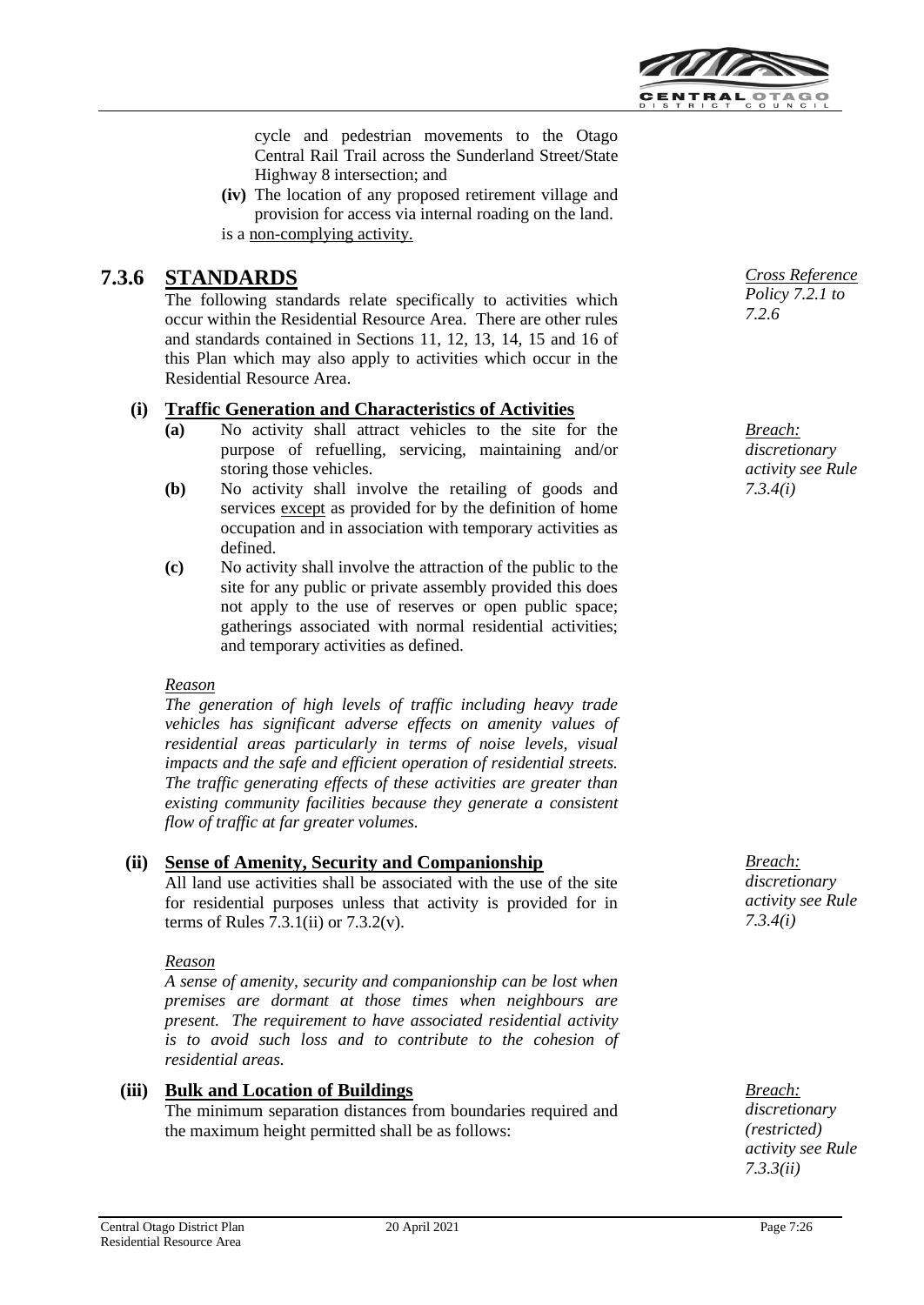cycle and pedestrian movements to the Otago Central Rail Trail across the Sunderland Street/State Highway 8 intersection; and

**(iv)** The location of any proposed retirement village and provision for access via internal roading on the land.

is a non-complying activity.

## 7.3.6 STANDARDS

*Cross Reference Policy 7.2.1 to 7.2.6*

The following standards relate specifically to activities which occur within the Residential Resource Area. There are other rules and standards contained in Sections 11, 12, 13, 14, 15 and 16 of this Plan which may also apply to activities which occur in the Residential Resource Area.

### (i) Traffic Generation and Characteristics of Activities

*Breach: discretionary activity see Rule 7.3.4(i)*

**(a)** No activity shall attract vehicles to the site for the purpose of refuelling, servicing, maintaining and/or storing those vehicles.

**(b)** No activity shall involve the retailing of goods and services except as provided for by the definition of home occupation and in association with temporary activities as defined.

**(c)** No activity shall involve the attraction of the public to the site for any public or private assembly provided this does not apply to the use of reserves or open public space; gatherings associated with normal residential activities; and temporary activities as defined.

*Reason*

*The generation of high levels of traffic including heavy trade vehicles has significant adverse effects on amenity values of residential areas particularly in terms of noise levels, visual impacts and the safe and efficient operation of residential streets. The traffic generating effects of these activities are greater than existing community facilities because they generate a consistent flow of traffic at far greater volumes.*

### (ii) Sense of Amenity, Security and Companionship

*Breach: discretionary activity see Rule 7.3.4(i)*

All land use activities shall be associated with the use of the site for residential purposes unless that activity is provided for in terms of Rules 7.3.1(ii) or 7.3.2(v).

*Reason*

*A sense of amenity, security and companionship can be lost when premises are dormant at those times when neighbours are present. The requirement to have associated residential activity is to avoid such loss and to contribute to the cohesion of residential areas.*

### (iii) Bulk and Location of Buildings

*Breach: discretionary (restricted) activity see Rule 7.3.3(ii)*

The minimum separation distances from boundaries required and the maximum height permitted shall be as follows: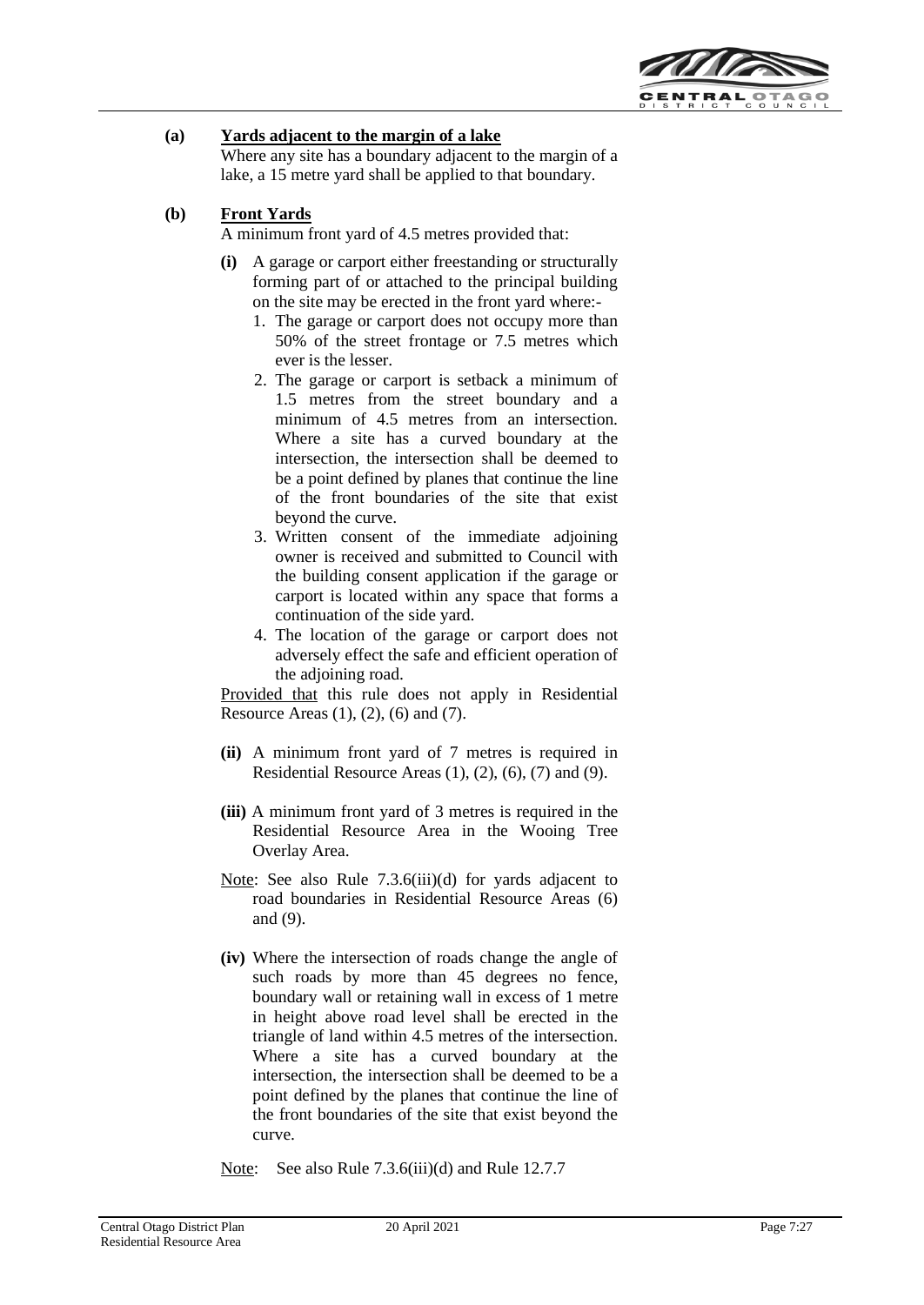**(a) Yards adjacent to the margin of a lake**

Where any site has a boundary adjacent to the margin of a lake, a 15 metre yard shall be applied to that boundary.

**(b) Front Yards**

A minimum front yard of 4.5 metres provided that:

**(i)** A garage or carport either freestanding or structurally forming part of or attached to the principal building on the site may be erected in the front yard where:-

1. The garage or carport does not occupy more than 50% of the street frontage or 7.5 metres which ever is the lesser.
2. The garage or carport is setback a minimum of 1.5 metres from the street boundary and a minimum of 4.5 metres from an intersection. Where a site has a curved boundary at the intersection, the intersection shall be deemed to be a point defined by planes that continue the line of the front boundaries of the site that exist beyond the curve.
3. Written consent of the immediate adjoining owner is received and submitted to Council with the building consent application if the garage or carport is located within any space that forms a continuation of the side yard.
4. The location of the garage or carport does not adversely effect the safe and efficient operation of the adjoining road.

Provided that this rule does not apply in Residential Resource Areas (1), (2), (6) and (7).

**(ii)** A minimum front yard of 7 metres is required in Residential Resource Areas (1), (2), (6), (7) and (9).

**(iii)** A minimum front yard of 3 metres is required in the Residential Resource Area in the Wooing Tree Overlay Area.

Note: See also Rule 7.3.6(iii)(d) for yards adjacent to road boundaries in Residential Resource Areas (6) and (9).

**(iv)** Where the intersection of roads change the angle of such roads by more than 45 degrees no fence, boundary wall or retaining wall in excess of 1 metre in height above road level shall be erected in the triangle of land within 4.5 metres of the intersection. Where a site has a curved boundary at the intersection, the intersection shall be deemed to be a point defined by the planes that continue the line of the front boundaries of the site that exist beyond the curve.

Note: See also Rule 7.3.6(iii)(d) and Rule 12.7.7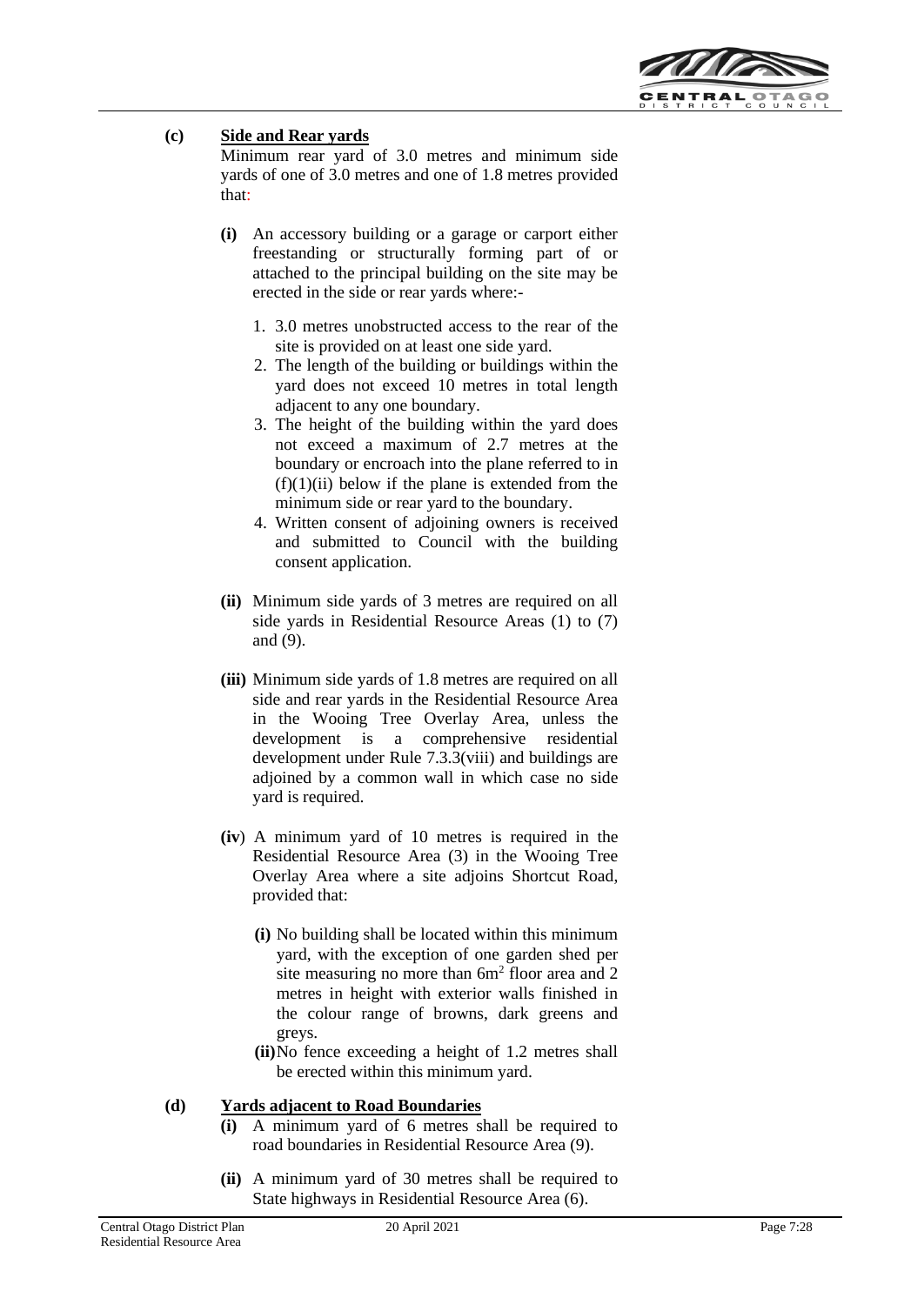**(c) Side and Rear yards**

Minimum rear yard of 3.0 metres and minimum side yards of one of 3.0 metres and one of 1.8 metres provided that:

**(i)** An accessory building or a garage or carport either freestanding or structurally forming part of or attached to the principal building on the site may be erected in the side or rear yards where:-

1. 3.0 metres unobstructed access to the rear of the site is provided on at least one side yard.
2. The length of the building or buildings within the yard does not exceed 10 metres in total length adjacent to any one boundary.
3. The height of the building within the yard does not exceed a maximum of 2.7 metres at the boundary or encroach into the plane referred to in (f)(1)(ii) below if the plane is extended from the minimum side or rear yard to the boundary.
4. Written consent of adjoining owners is received and submitted to Council with the building consent application.

**(ii)** Minimum side yards of 3 metres are required on all side yards in Residential Resource Areas (1) to (7) and (9).

**(iii)** Minimum side yards of 1.8 metres are required on all side and rear yards in the Residential Resource Area in the Wooing Tree Overlay Area, unless the development is a comprehensive residential development under Rule 7.3.3(viii) and buildings are adjoined by a common wall in which case no side yard is required.

**(iv)** A minimum yard of 10 metres is required in the Residential Resource Area (3) in the Wooing Tree Overlay Area where a site adjoins Shortcut Road, provided that:

**(i)** No building shall be located within this minimum yard, with the exception of one garden shed per site measuring no more than $6m^2$ floor area and 2 metres in height with exterior walls finished in the colour range of browns, dark greens and greys.

**(ii)** No fence exceeding a height of 1.2 metres shall be erected within this minimum yard.

**(d) Yards adjacent to Road Boundaries**

**(i)** A minimum yard of 6 metres shall be required to road boundaries in Residential Resource Area (9).

**(ii)** A minimum yard of 30 metres shall be required to State highways in Residential Resource Area (6).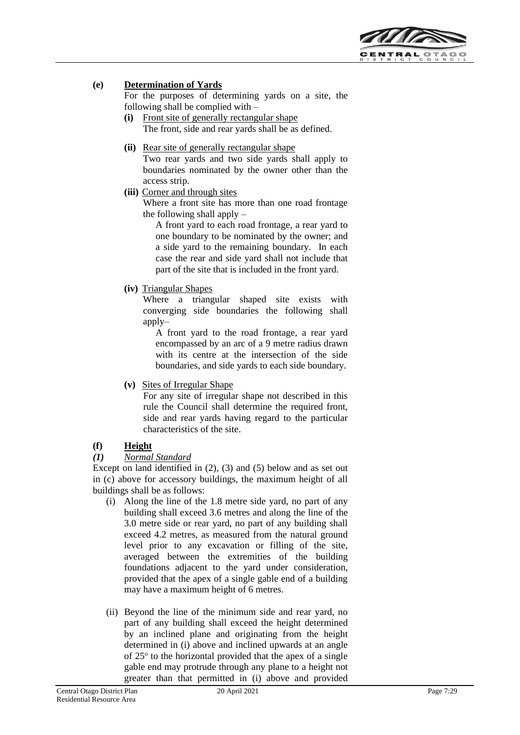**(e) Determination of Yards**

For the purposes of determining yards on a site, the following shall be complied with –

**(i)** Front site of generally rectangular shape
The front, side and rear yards shall be as defined.

**(ii)** Rear site of generally rectangular shape
Two rear yards and two side yards shall apply to boundaries nominated by the owner other than the access strip.

**(iii)** Corner and through sites
Where a front site has more than one road frontage the following shall apply –

A front yard to each road frontage, a rear yard to one boundary to be nominated by the owner; and a side yard to the remaining boundary. In each case the rear and side yard shall not include that part of the site that is included in the front yard.

**(iv)** Triangular Shapes
Where a triangular shaped site exists with converging side boundaries the following shall apply–

A front yard to the road frontage, a rear yard encompassed by an arc of a 9 metre radius drawn with its centre at the intersection of the side boundaries, and side yards to each side boundary.

**(v)** Sites of Irregular Shape
For any site of irregular shape not described in this rule the Council shall determine the required front, side and rear yards having regard to the particular characteristics of the site.

**(f) Height**

***(1) Normal Standard***

Except on land identified in (2), (3) and (5) below and as set out in (c) above for accessory buildings, the maximum height of all buildings shall be as follows:

(i) Along the line of the 1.8 metre side yard, no part of any building shall exceed 3.6 metres and along the line of the 3.0 metre side or rear yard, no part of any building shall exceed 4.2 metres, as measured from the natural ground level prior to any excavation or filling of the site, averaged between the extremities of the building foundations adjacent to the yard under consideration, provided that the apex of a single gable end of a building may have a maximum height of 6 metres.

(ii) Beyond the line of the minimum side and rear yard, no part of any building shall exceed the height determined by an inclined plane and originating from the height determined in (i) above and inclined upwards at an angle of 25º to the horizontal provided that the apex of a single gable end may protrude through any plane to a height not greater than that permitted in (i) above and provided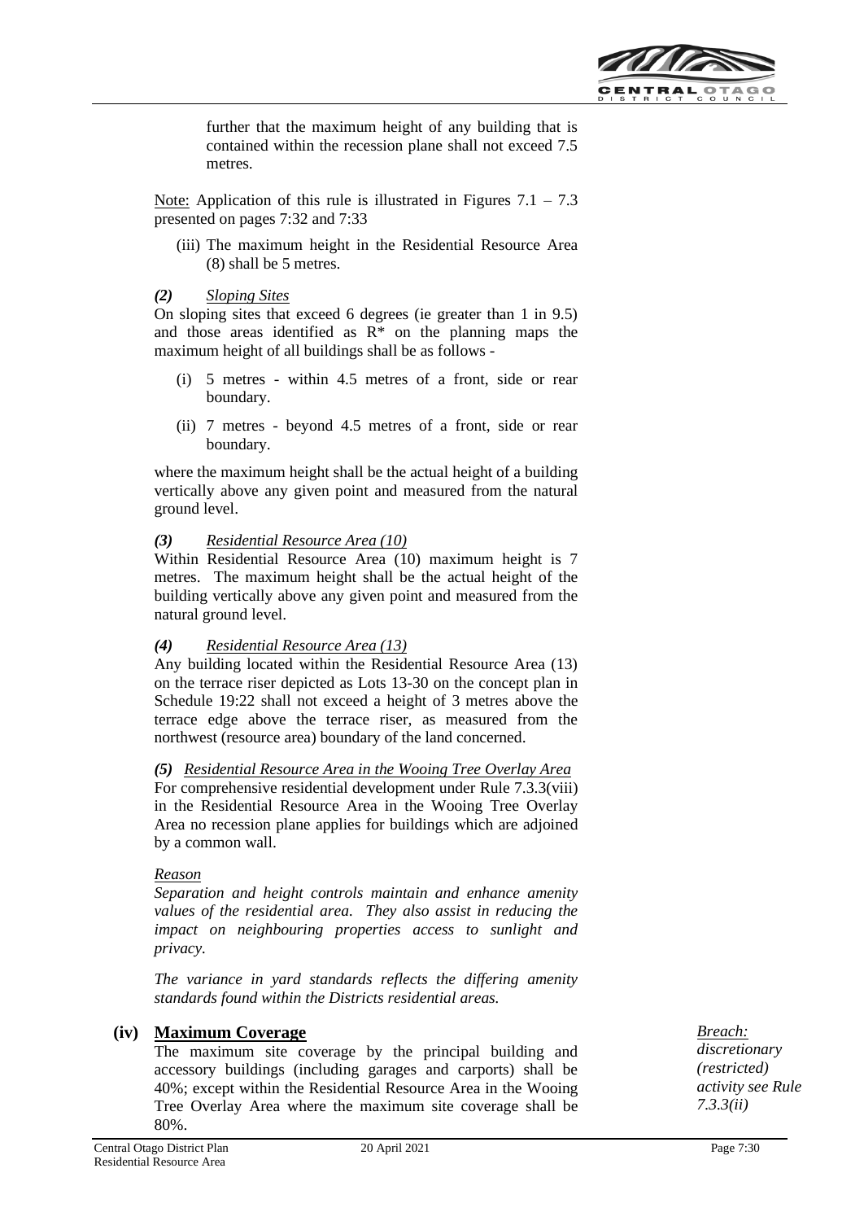further that the maximum height of any building that is contained within the recession plane shall not exceed 7.5 metres.

Note: Application of this rule is illustrated in Figures 7.1 – 7.3 presented on pages 7:32 and 7:33

(iii) The maximum height in the Residential Resource Area (8) shall be 5 metres.

***(2) Sloping Sites***

On sloping sites that exceed 6 degrees (ie greater than 1 in 9.5) and those areas identified as R* on the planning maps the maximum height of all buildings shall be as follows -

(i) 5 metres - within 4.5 metres of a front, side or rear boundary.

(ii) 7 metres - beyond 4.5 metres of a front, side or rear boundary.

where the maximum height shall be the actual height of a building vertically above any given point and measured from the natural ground level.

***(3) Residential Resource Area (10)***

Within Residential Resource Area (10) maximum height is 7 metres. The maximum height shall be the actual height of the building vertically above any given point and measured from the natural ground level.

***(4) Residential Resource Area (13)***

Any building located within the Residential Resource Area (13) on the terrace riser depicted as Lots 13-30 on the concept plan in Schedule 19:22 shall not exceed a height of 3 metres above the terrace edge above the terrace riser, as measured from the northwest (resource area) boundary of the land concerned.

***(5) Residential Resource Area in the Wooing Tree Overlay Area***

For comprehensive residential development under Rule 7.3.3(viii) in the Residential Resource Area in the Wooing Tree Overlay Area no recession plane applies for buildings which are adjoined by a common wall.

*Reason*

*Separation and height controls maintain and enhance amenity values of the residential area. They also assist in reducing the impact on neighbouring properties access to sunlight and privacy.*

*The variance in yard standards reflects the differing amenity standards found within the Districts residential areas.*

## (iv) Maximum Coverage

The maximum site coverage by the principal building and accessory buildings (including garages and carports) shall be 40%; except within the Residential Resource Area in the Wooing Tree Overlay Area where the maximum site coverage shall be 80%.

*Breach: discretionary (restricted) activity see Rule 7.3.3(ii)*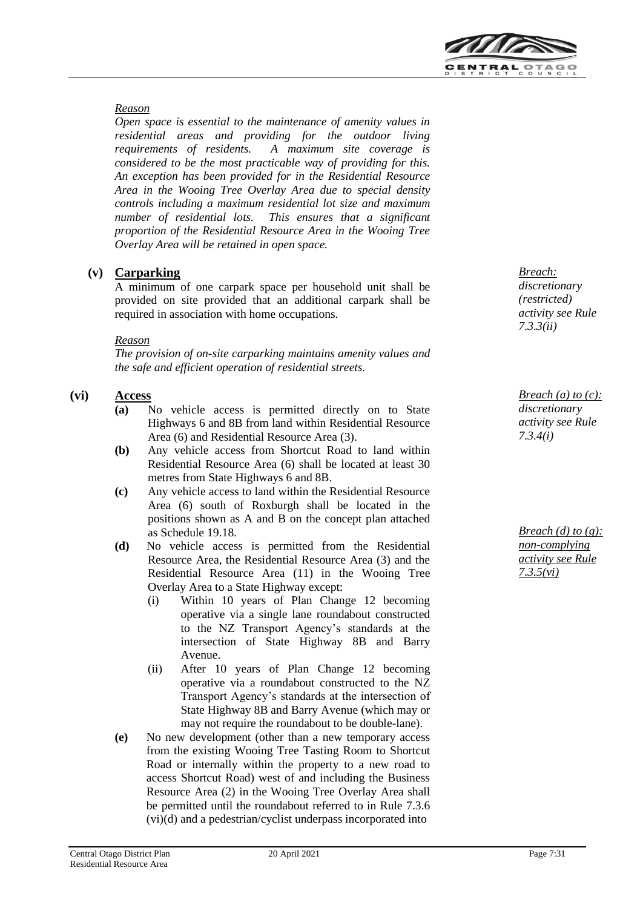*Reason*

*Open space is essential to the maintenance of amenity values in residential areas and providing for the outdoor living requirements of residents. A maximum site coverage is considered to be the most practicable way of providing for this. An exception has been provided for in the Residential Resource Area in the Wooing Tree Overlay Area due to special density controls including a maximum residential lot size and maximum number of residential lots. This ensures that a significant proportion of the Residential Resource Area in the Wooing Tree Overlay Area will be retained in open space.*

**(v) Carparking**

A minimum of one carpark space per household unit shall be provided on site provided that an additional carpark shall be required in association with home occupations.

*Breach: discretionary (restricted) activity see Rule 7.3.3(ii)*

*Reason*

*The provision of on-site carparking maintains amenity values and the safe and efficient operation of residential streets.*

**(vi) Access**

*Breach (a) to (c): discretionary activity see Rule 7.3.4(i)*

**(a)** No vehicle access is permitted directly on to State Highways 6 and 8B from land within Residential Resource Area (6) and Residential Resource Area (3).

**(b)** Any vehicle access from Shortcut Road to land within Residential Resource Area (6) shall be located at least 30 metres from State Highways 6 and 8B.

**(c)** Any vehicle access to land within the Residential Resource Area (6) south of Roxburgh shall be located in the positions shown as A and B on the concept plan attached as Schedule 19.18.

*Breach (d) to (g): non-complying activity see Rule 7.3.5(vi)*

**(d)** No vehicle access is permitted from the Residential Resource Area, the Residential Resource Area (3) and the Residential Resource Area (11) in the Wooing Tree Overlay Area to a State Highway except:

(i) Within 10 years of Plan Change 12 becoming operative via a single lane roundabout constructed to the NZ Transport Agency's standards at the intersection of State Highway 8B and Barry Avenue.

(ii) After 10 years of Plan Change 12 becoming operative via a roundabout constructed to the NZ Transport Agency's standards at the intersection of State Highway 8B and Barry Avenue (which may or may not require the roundabout to be double-lane).

**(e)** No new development (other than a new temporary access from the existing Wooing Tree Tasting Room to Shortcut Road or internally within the property to a new road to access Shortcut Road) west of and including the Business Resource Area (2) in the Wooing Tree Overlay Area shall be permitted until the roundabout referred to in Rule 7.3.6 (vi)(d) and a pedestrian/cyclist underpass incorporated into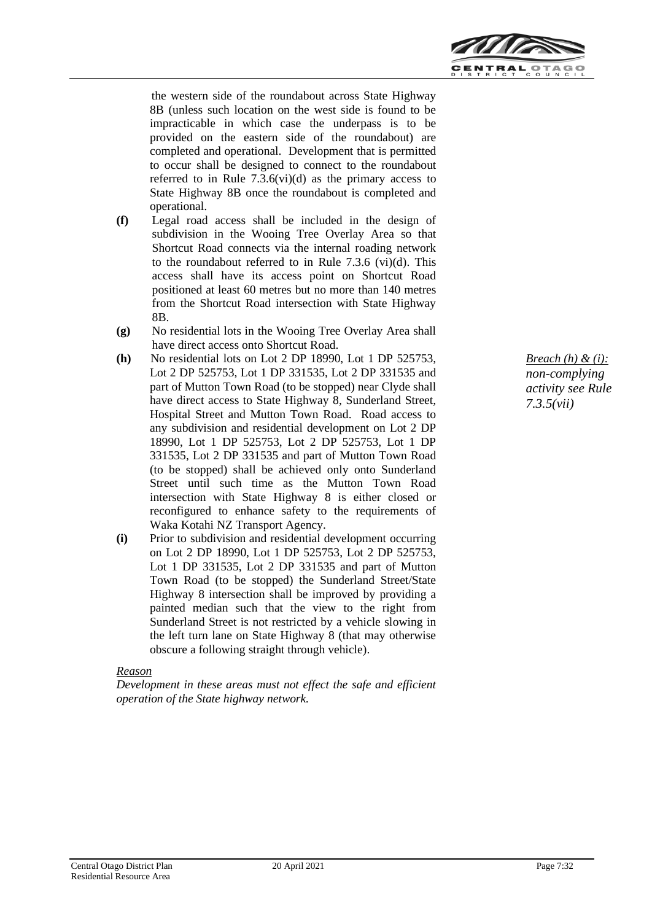the western side of the roundabout across State Highway 8B (unless such location on the west side is found to be impracticable in which case the underpass is to be provided on the eastern side of the roundabout) are completed and operational. Development that is permitted to occur shall be designed to connect to the roundabout referred to in Rule 7.3.6(vi)(d) as the primary access to State Highway 8B once the roundabout is completed and operational.

**(f)** Legal road access shall be included in the design of subdivision in the Wooing Tree Overlay Area so that Shortcut Road connects via the internal roading network to the roundabout referred to in Rule 7.3.6 (vi)(d). This access shall have its access point on Shortcut Road positioned at least 60 metres but no more than 140 metres from the Shortcut Road intersection with State Highway 8B.

**(g)** No residential lots in the Wooing Tree Overlay Area shall have direct access onto Shortcut Road.

**(h)** No residential lots on Lot 2 DP 18990, Lot 1 DP 525753, Lot 2 DP 525753, Lot 1 DP 331535, Lot 2 DP 331535 and part of Mutton Town Road (to be stopped) near Clyde shall have direct access to State Highway 8, Sunderland Street, Hospital Street and Mutton Town Road. Road access to any subdivision and residential development on Lot 2 DP 18990, Lot 1 DP 525753, Lot 2 DP 525753, Lot 1 DP 331535, Lot 2 DP 331535 and part of Mutton Town Road (to be stopped) shall be achieved only onto Sunderland Street until such time as the Mutton Town Road intersection with State Highway 8 is either closed or reconfigured to enhance safety to the requirements of Waka Kotahi NZ Transport Agency.

*Breach (h) & (i): non-complying activity see Rule 7.3.5(vii)*

**(i)** Prior to subdivision and residential development occurring on Lot 2 DP 18990, Lot 1 DP 525753, Lot 2 DP 525753, Lot 1 DP 331535, Lot 2 DP 331535 and part of Mutton Town Road (to be stopped) the Sunderland Street/State Highway 8 intersection shall be improved by providing a painted median such that the view to the right from Sunderland Street is not restricted by a vehicle slowing in the left turn lane on State Highway 8 (that may otherwise obscure a following straight through vehicle).

*Reason*

*Development in these areas must not effect the safe and efficient operation of the State highway network.*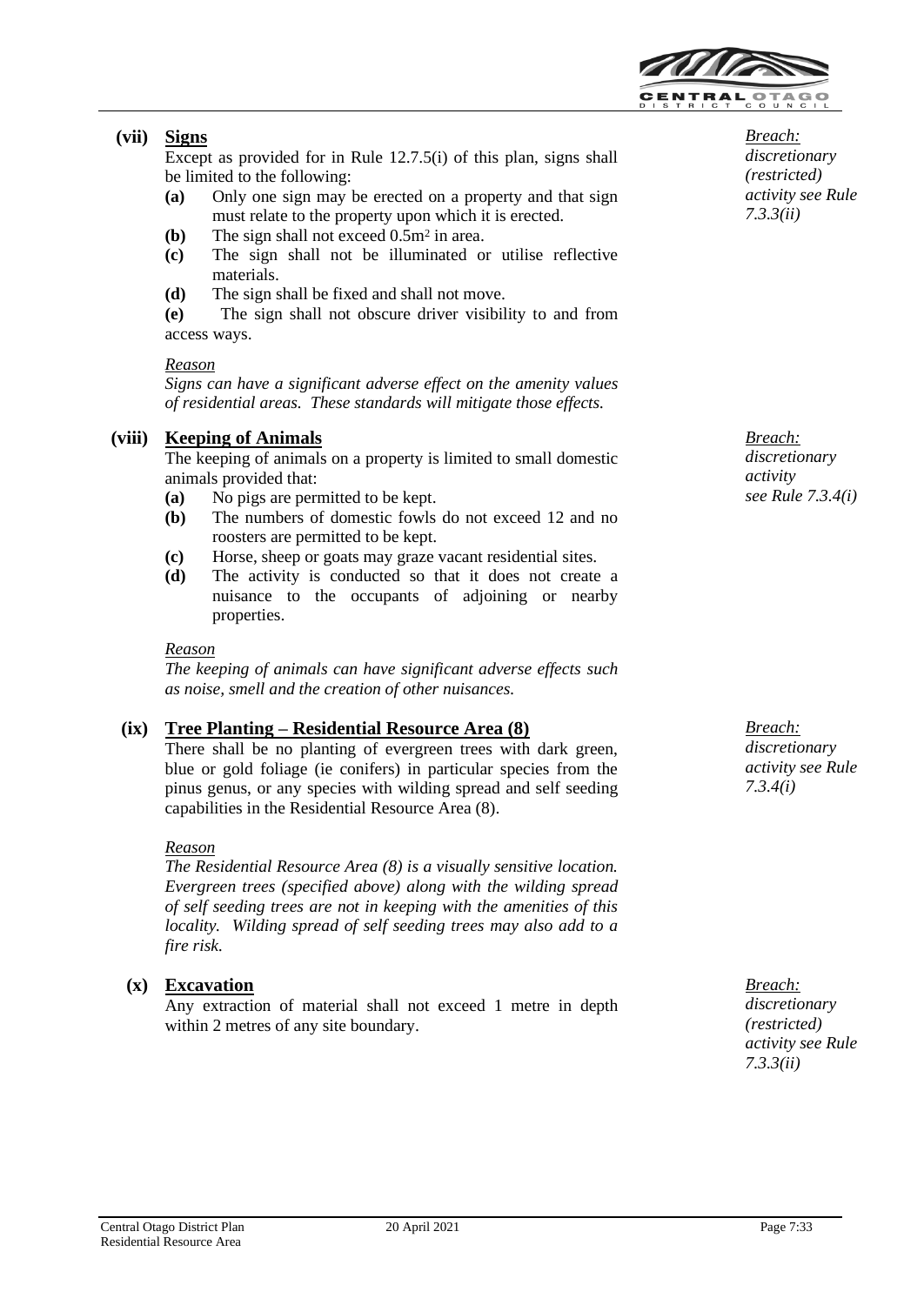**(vii) Signs**

Except as provided for in Rule 12.7.5(i) of this plan, signs shall be limited to the following:

**(a)** Only one sign may be erected on a property and that sign must relate to the property upon which it is erected.

**(b)** The sign shall not exceed 0.5m² in area.

**(c)** The sign shall not be illuminated or utilise reflective materials.

**(d)** The sign shall be fixed and shall not move.

**(e)** The sign shall not obscure driver visibility to and from access ways.

*Breach: discretionary (restricted) activity see Rule 7.3.3(ii)*

*Reason*

*Signs can have a significant adverse effect on the amenity values of residential areas. These standards will mitigate those effects.*

**(viii) Keeping of Animals**

The keeping of animals on a property is limited to small domestic animals provided that:

**(a)** No pigs are permitted to be kept.

**(b)** The numbers of domestic fowls do not exceed 12 and no roosters are permitted to be kept.

**(c)** Horse, sheep or goats may graze vacant residential sites.

**(d)** The activity is conducted so that it does not create a nuisance to the occupants of adjoining or nearby properties.

*Breach: discretionary activity see Rule 7.3.4(i)*

*Reason*

*The keeping of animals can have significant adverse effects such as noise, smell and the creation of other nuisances.*

**(ix) Tree Planting – Residential Resource Area (8)**

There shall be no planting of evergreen trees with dark green, blue or gold foliage (ie conifers) in particular species from the pinus genus, or any species with wilding spread and self seeding capabilities in the Residential Resource Area (8).

*Breach: discretionary activity see Rule 7.3.4(i)*

*Reason*

*The Residential Resource Area (8) is a visually sensitive location. Evergreen trees (specified above) along with the wilding spread of self seeding trees are not in keeping with the amenities of this locality. Wilding spread of self seeding trees may also add to a fire risk.*

**(x) Excavation**

Any extraction of material shall not exceed 1 metre in depth within 2 metres of any site boundary.

*Breach: discretionary (restricted) activity see Rule 7.3.3(ii)*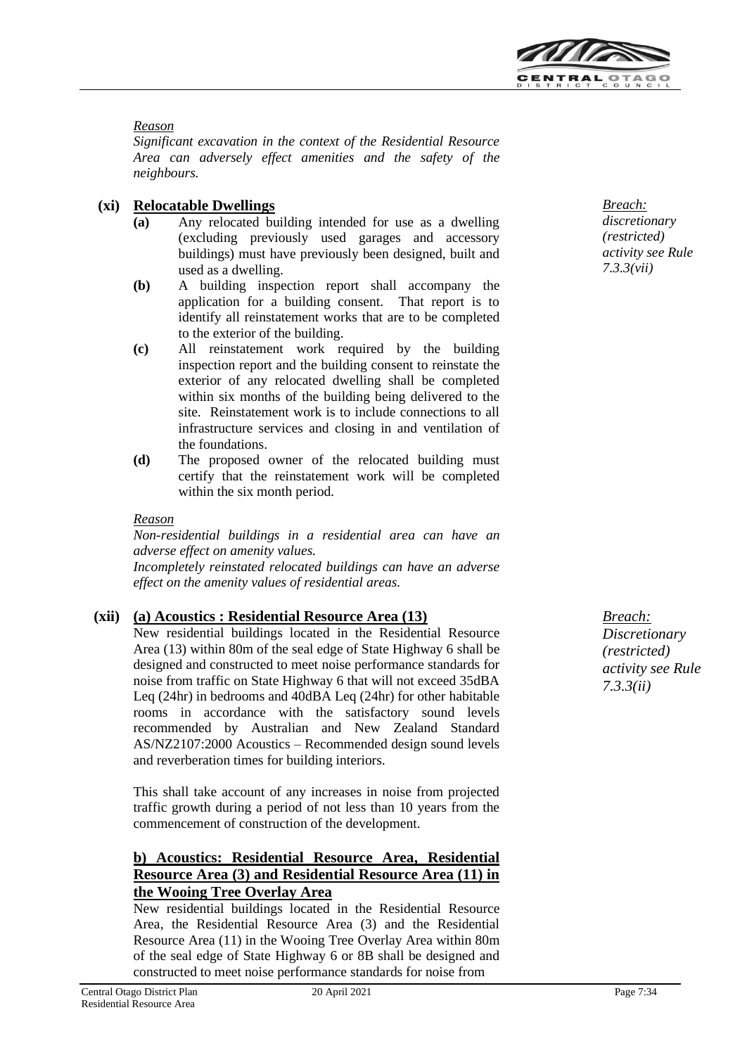*Reason*

*Significant excavation in the context of the Residential Resource Area can adversely effect amenities and the safety of the neighbours.*

**(xi) Relocatable Dwellings**

*Breach: discretionary (restricted) activity see Rule 7.3.3(vii)*

**(a)** Any relocated building intended for use as a dwelling (excluding previously used garages and accessory buildings) must have previously been designed, built and used as a dwelling.

**(b)** A building inspection report shall accompany the application for a building consent. That report is to identify all reinstatement works that are to be completed to the exterior of the building.

**(c)** All reinstatement work required by the building inspection report and the building consent to reinstate the exterior of any relocated dwelling shall be completed within six months of the building being delivered to the site. Reinstatement work is to include connections to all infrastructure services and closing in and ventilation of the foundations.

**(d)** The proposed owner of the relocated building must certify that the reinstatement work will be completed within the six month period.

*Reason*

*Non-residential buildings in a residential area can have an adverse effect on amenity values.*

*Incompletely reinstated relocated buildings can have an adverse effect on the amenity values of residential areas.*

**(xii) (a) Acoustics : Residential Resource Area (13)**

*Breach: Discretionary (restricted) activity see Rule 7.3.3(ii)*

New residential buildings located in the Residential Resource Area (13) within 80m of the seal edge of State Highway 6 shall be designed and constructed to meet noise performance standards for noise from traffic on State Highway 6 that will not exceed 35dBA Leq (24hr) in bedrooms and 40dBA Leq (24hr) for other habitable rooms in accordance with the satisfactory sound levels recommended by Australian and New Zealand Standard AS/NZ2107:2000 Acoustics – Recommended design sound levels and reverberation times for building interiors.

This shall take account of any increases in noise from projected traffic growth during a period of not less than 10 years from the commencement of construction of the development.

**b) Acoustics: Residential Resource Area, Residential Resource Area (3) and Residential Resource Area (11) in the Wooing Tree Overlay Area**

New residential buildings located in the Residential Resource Area, the Residential Resource Area (3) and the Residential Resource Area (11) in the Wooing Tree Overlay Area within 80m of the seal edge of State Highway 6 or 8B shall be designed and constructed to meet noise performance standards for noise from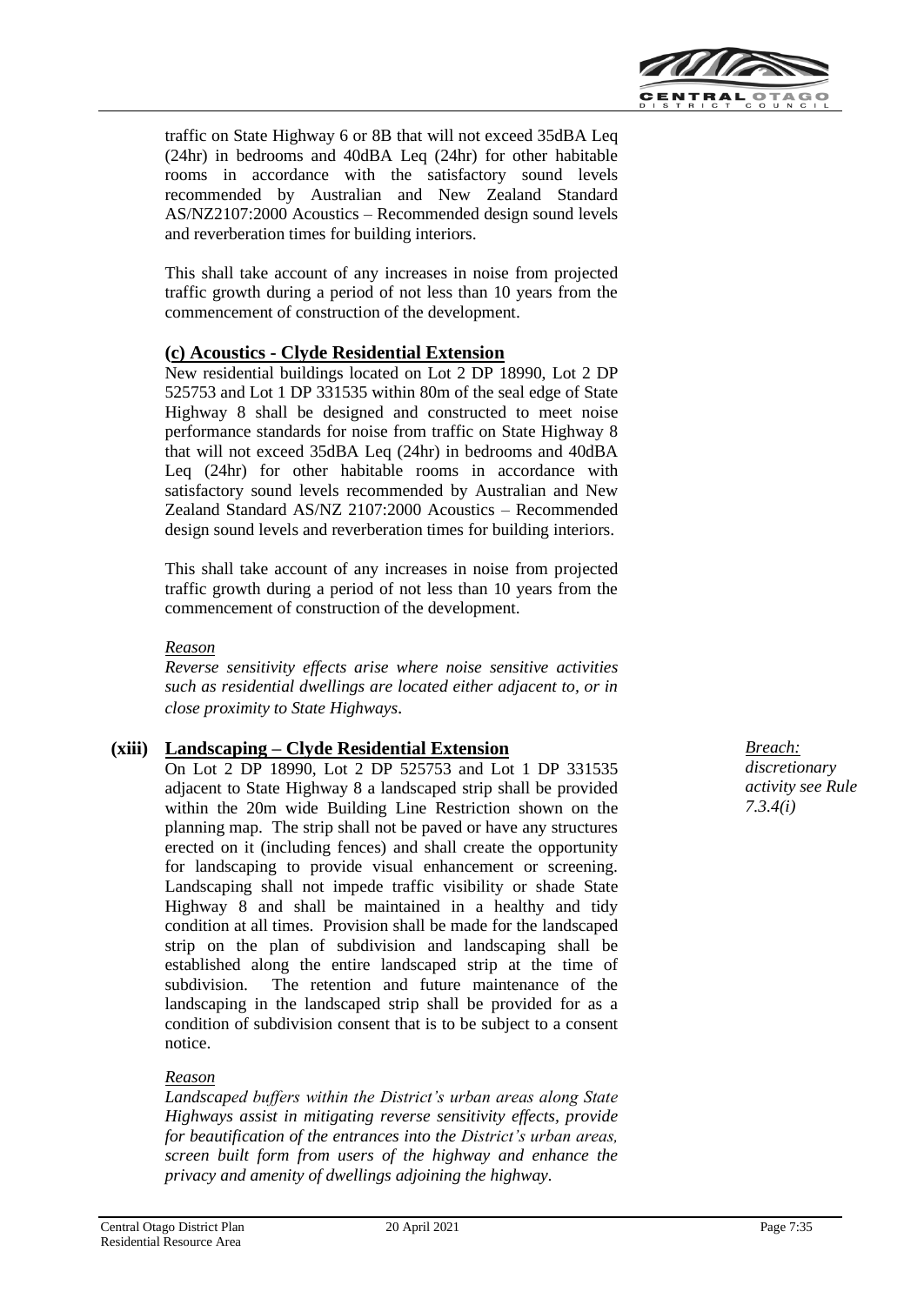traffic on State Highway 6 or 8B that will not exceed 35dBA Leq (24hr) in bedrooms and 40dBA Leq (24hr) for other habitable rooms in accordance with the satisfactory sound levels recommended by Australian and New Zealand Standard AS/NZ2107:2000 Acoustics – Recommended design sound levels and reverberation times for building interiors.

This shall take account of any increases in noise from projected traffic growth during a period of not less than 10 years from the commencement of construction of the development.

**(c) Acoustics - Clyde Residential Extension**

New residential buildings located on Lot 2 DP 18990, Lot 2 DP 525753 and Lot 1 DP 331535 within 80m of the seal edge of State Highway 8 shall be designed and constructed to meet noise performance standards for noise from traffic on State Highway 8 that will not exceed 35dBA Leq (24hr) in bedrooms and 40dBA Leq (24hr) for other habitable rooms in accordance with satisfactory sound levels recommended by Australian and New Zealand Standard AS/NZ 2107:2000 Acoustics – Recommended design sound levels and reverberation times for building interiors.

This shall take account of any increases in noise from projected traffic growth during a period of not less than 10 years from the commencement of construction of the development.

*Reason*

*Reverse sensitivity effects arise where noise sensitive activities such as residential dwellings are located either adjacent to, or in close proximity to State Highways.*

**(xiii) Landscaping – Clyde Residential Extension**

*Breach: discretionary activity see Rule 7.3.4(i)*

On Lot 2 DP 18990, Lot 2 DP 525753 and Lot 1 DP 331535 adjacent to State Highway 8 a landscaped strip shall be provided within the 20m wide Building Line Restriction shown on the planning map. The strip shall not be paved or have any structures erected on it (including fences) and shall create the opportunity for landscaping to provide visual enhancement or screening. Landscaping shall not impede traffic visibility or shade State Highway 8 and shall be maintained in a healthy and tidy condition at all times. Provision shall be made for the landscaped strip on the plan of subdivision and landscaping shall be established along the entire landscaped strip at the time of subdivision. The retention and future maintenance of the landscaping in the landscaped strip shall be provided for as a condition of subdivision consent that is to be subject to a consent notice.

*Reason*

*Landscaped buffers within the District's urban areas along State Highways assist in mitigating reverse sensitivity effects, provide for beautification of the entrances into the District's urban areas, screen built form from users of the highway and enhance the privacy and amenity of dwellings adjoining the highway.*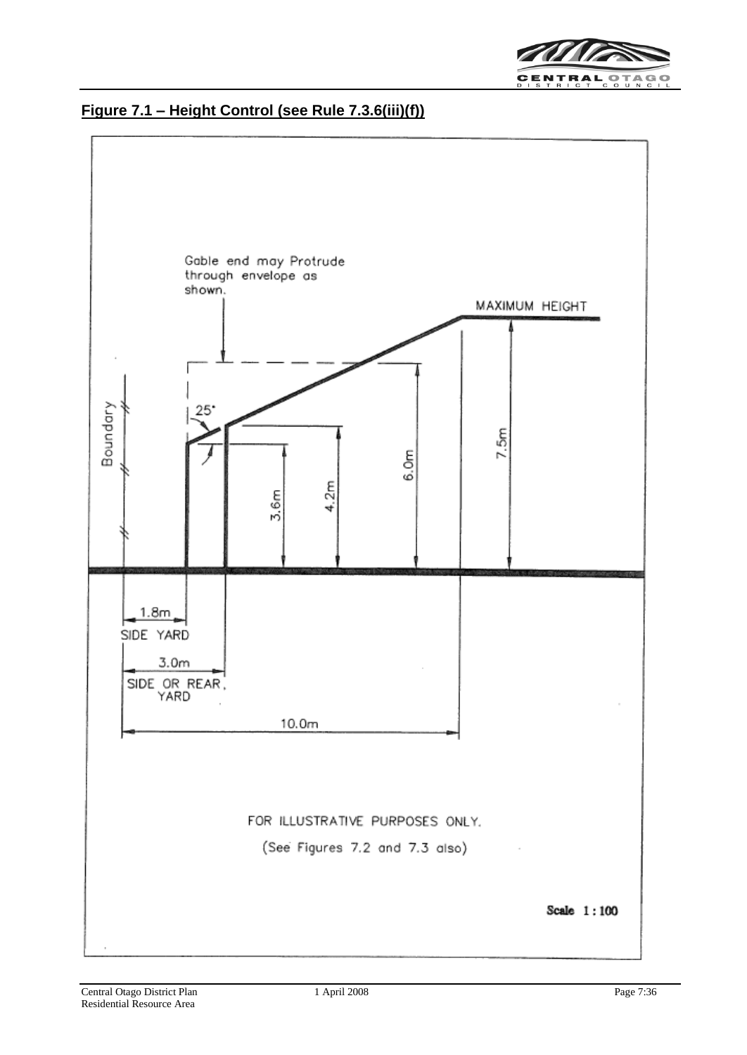## Figure 7.1 – Height Control (see Rule 7.3.6(iii)(f))

Gable end may Protrude through envelope as shown.

MAXIMUM HEIGHT

25°

Boundary

3.6m

4.2m

6.0m

7.5m

1.8m
SIDE YARD

3.0m
SIDE OR REAR YARD

10.0m

FOR ILLUSTRATIVE PURPOSES ONLY.

(See Figures 7.2 and 7.3 also)

Scale 1:100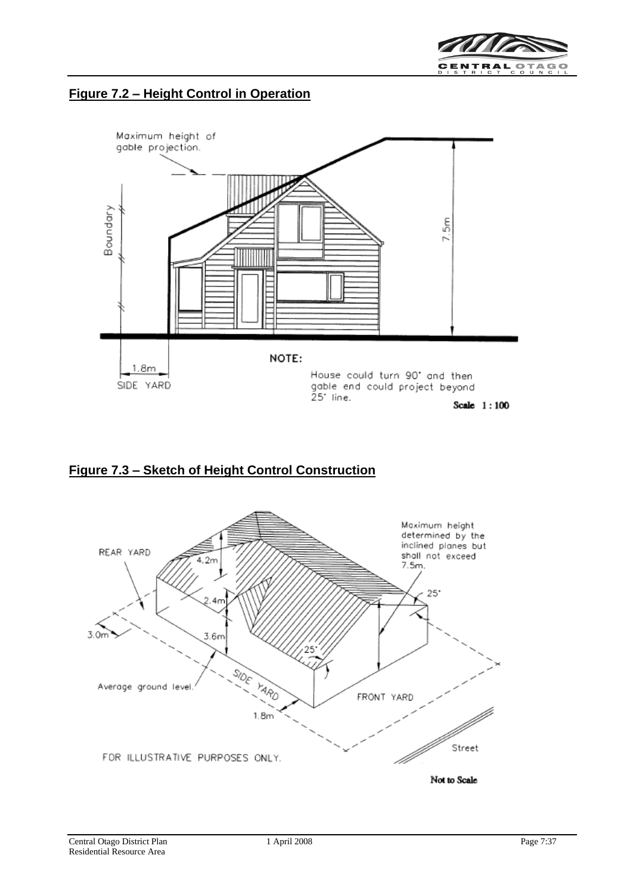## Figure 7.2 – Height Control in Operation

Maximum height of gable projection.

Boundary

7.5m

1.8m

SIDE YARD

NOTE:

House could turn 90° and then gable end could project beyond 25° line.

Scale 1 : 100

## Figure 7.3 – Sketch of Height Control Construction

REAR YARD

4.2m

2.4m

3.6m

3.0m

25°

Maximum height determined by the inclined planes but shall not exceed 7.5m.

25°

Average ground level.

SIDE YARD

FRONT YARD

1.8m

Street

FOR ILLUSTRATIVE PURPOSES ONLY.

Not to Scale